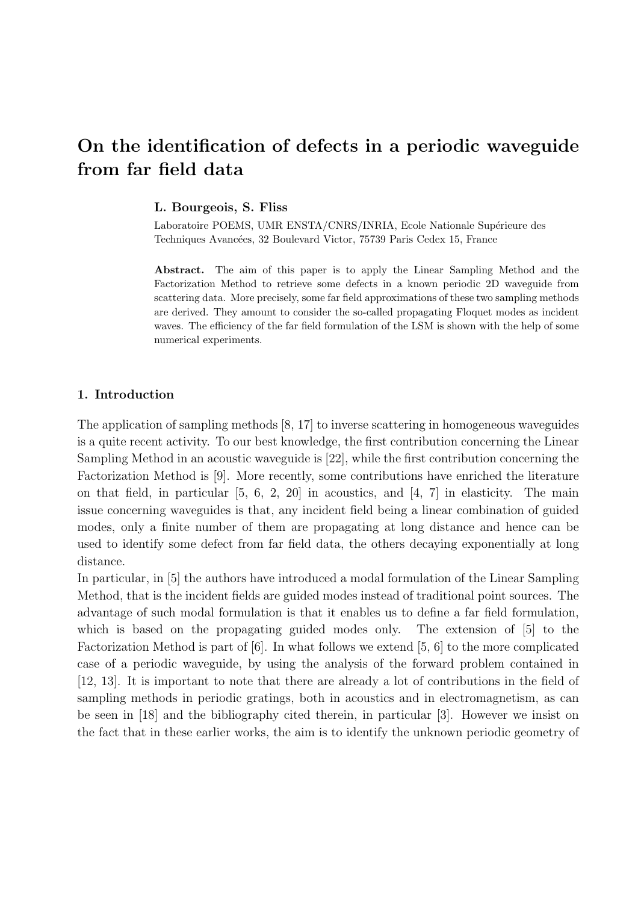# On the identification of defects in a periodic waveguide from far field data

**L. Bourgeois, S. Fliss**

Laboratoire POEMS, UMR ENSTA/CNRS/INRIA, Ecole Nationale Supérieure des Techniques Avancées, 32 Boulevard Victor, 75739 Paris Cedex 15, France

**Abstract.** The aim of this paper is to apply the Linear Sampling Method and the Factorization Method to retrieve some defects in a known periodic 2D waveguide from scattering data. More precisely, some far field approximations of these two sampling methods are derived. They amount to consider the so-called propagating Floquet modes as incident waves. The efficiency of the far field formulation of the LSM is shown with the help of some numerical experiments.

## 1. Introduction

The application of sampling methods [8, 17] to inverse scattering in homogeneous waveguides is a quite recent activity. To our best knowledge, the first contribution concerning the Linear Sampling Method in an acoustic waveguide is [22], while the first contribution concerning the Factorization Method is [9]. More recently, some contributions have enriched the literature on that field, in particular [5, 6, 2, 20] in acoustics, and [4, 7] in elasticity. The main issue concerning waveguides is that, any incident field being a linear combination of guided modes, only a finite number of them are propagating at long distance and hence can be used to identify some defect from far field data, the others decaying exponentially at long distance.

In particular, in [5] the authors have introduced a modal formulation of the Linear Sampling Method, that is the incident fields are guided modes instead of traditional point sources. The advantage of such modal formulation is that it enables us to define a far field formulation, which is based on the propagating guided modes only. The extension of [5] to the Factorization Method is part of [6]. In what follows we extend [5, 6] to the more complicated case of a periodic waveguide, by using the analysis of the forward problem contained in [12, 13]. It is important to note that there are already a lot of contributions in the field of sampling methods in periodic gratings, both in acoustics and in electromagnetism, as can be seen in [18] and the bibliography cited therein, in particular [3]. However we insist on the fact that in these earlier works, the aim is to identify the unknown periodic geometry of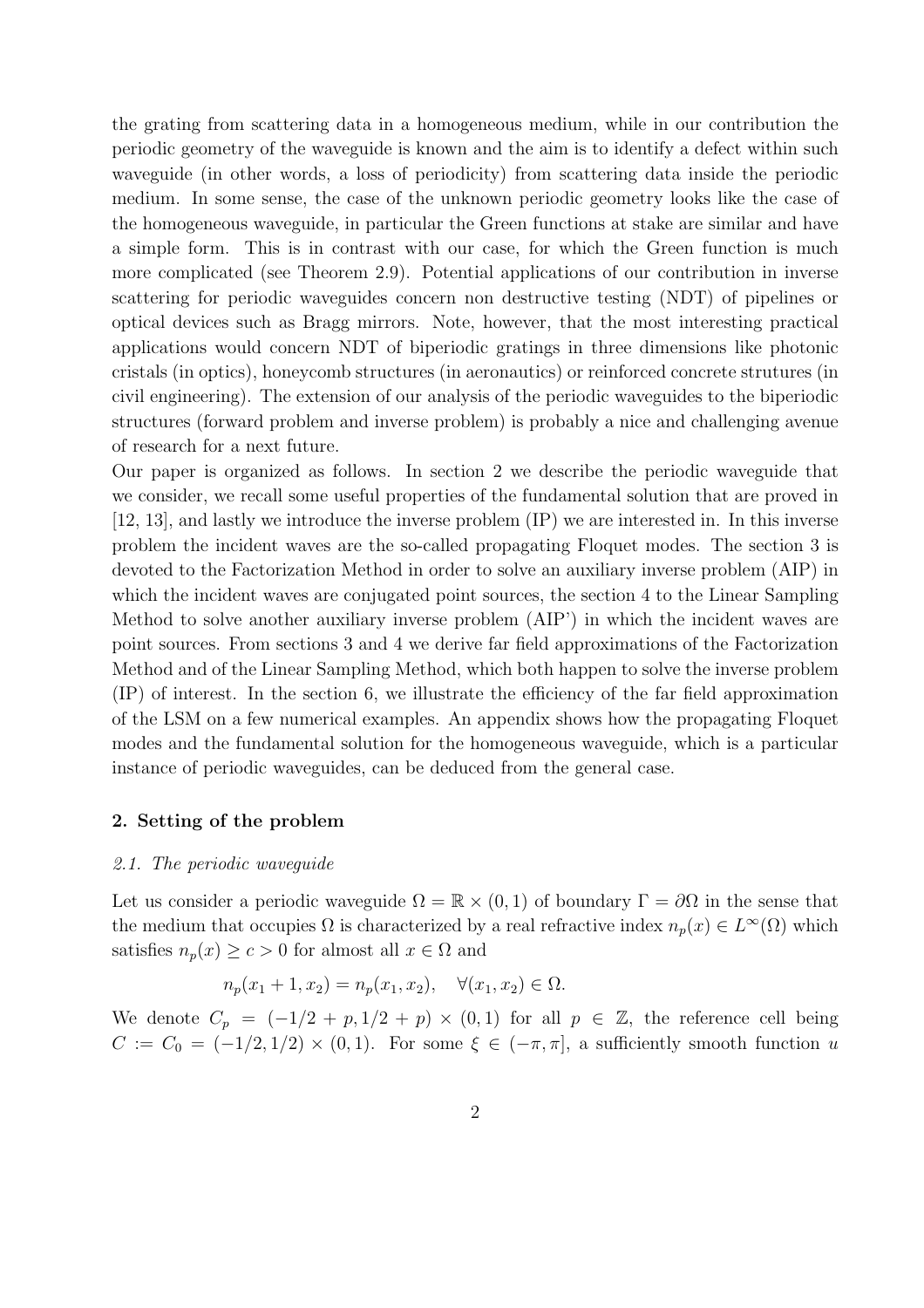the grating from scattering data in a homogeneous medium, while in our contribution the periodic geometry of the waveguide is known and the aim is to identify a defect within such waveguide (in other words, a loss of periodicity) from scattering data inside the periodic medium. In some sense, the case of the unknown periodic geometry looks like the case of the homogeneous waveguide, in particular the Green functions at stake are similar and have a simple form. This is in contrast with our case, for which the Green function is much more complicated (see Theorem 2.9). Potential applications of our contribution in inverse scattering for periodic waveguides concern non destructive testing (NDT) of pipelines or optical devices such as Bragg mirrors. Note, however, that the most interesting practical applications would concern NDT of biperiodic gratings in three dimensions like photonic cristals (in optics), honeycomb structures (in aeronautics) or reinforced concrete strutures (in civil engineering). The extension of our analysis of the periodic waveguides to the biperiodic structures (forward problem and inverse problem) is probably a nice and challenging avenue of research for a next future.

Our paper is organized as follows. In section 2 we describe the periodic waveguide that we consider, we recall some useful properties of the fundamental solution that are proved in [12, 13], and lastly we introduce the inverse problem (IP) we are interested in. In this inverse problem the incident waves are the so-called propagating Floquet modes. The section 3 is devoted to the Factorization Method in order to solve an auxiliary inverse problem (AIP) in which the incident waves are conjugated point sources, the section 4 to the Linear Sampling Method to solve another auxiliary inverse problem (AIP') in which the incident waves are point sources. From sections 3 and 4 we derive far field approximations of the Factorization Method and of the Linear Sampling Method, which both happen to solve the inverse problem (IP) of interest. In the section 6, we illustrate the efficiency of the far field approximation of the LSM on a few numerical examples. An appendix shows how the propagating Floquet modes and the fundamental solution for the homogeneous waveguide, which is a particular instance of periodic waveguides, can be deduced from the general case.

## 2. Setting of the problem

### *2.1. The periodic waveguide*

Let us consider a periodic waveguide $\Omega = \mathbb{R} \times (0, 1)$ of boundary $\Gamma = \partial\Omega$ in the sense that the medium that occupies $\Omega$ is characterized by a real refractive index $n_p(x) \in L^\infty(\Omega)$ which satisfies $n_p(x) \geq c > 0$ for almost all $x \in \Omega$ and

$$n_p(x_1 + 1, x_2) = n_p(x_1, x_2), \quad \forall (x_1, x_2) \in \Omega.$$

We denote $C_p = (-1/2 + p, 1/2 + p) \times (0, 1)$ for all $p \in \mathbb{Z}$, the reference cell being $C := C_0 = (-1/2, 1/2) \times (0, 1)$. For some $\xi \in (-\pi, \pi]$, a sufficiently smooth function $u$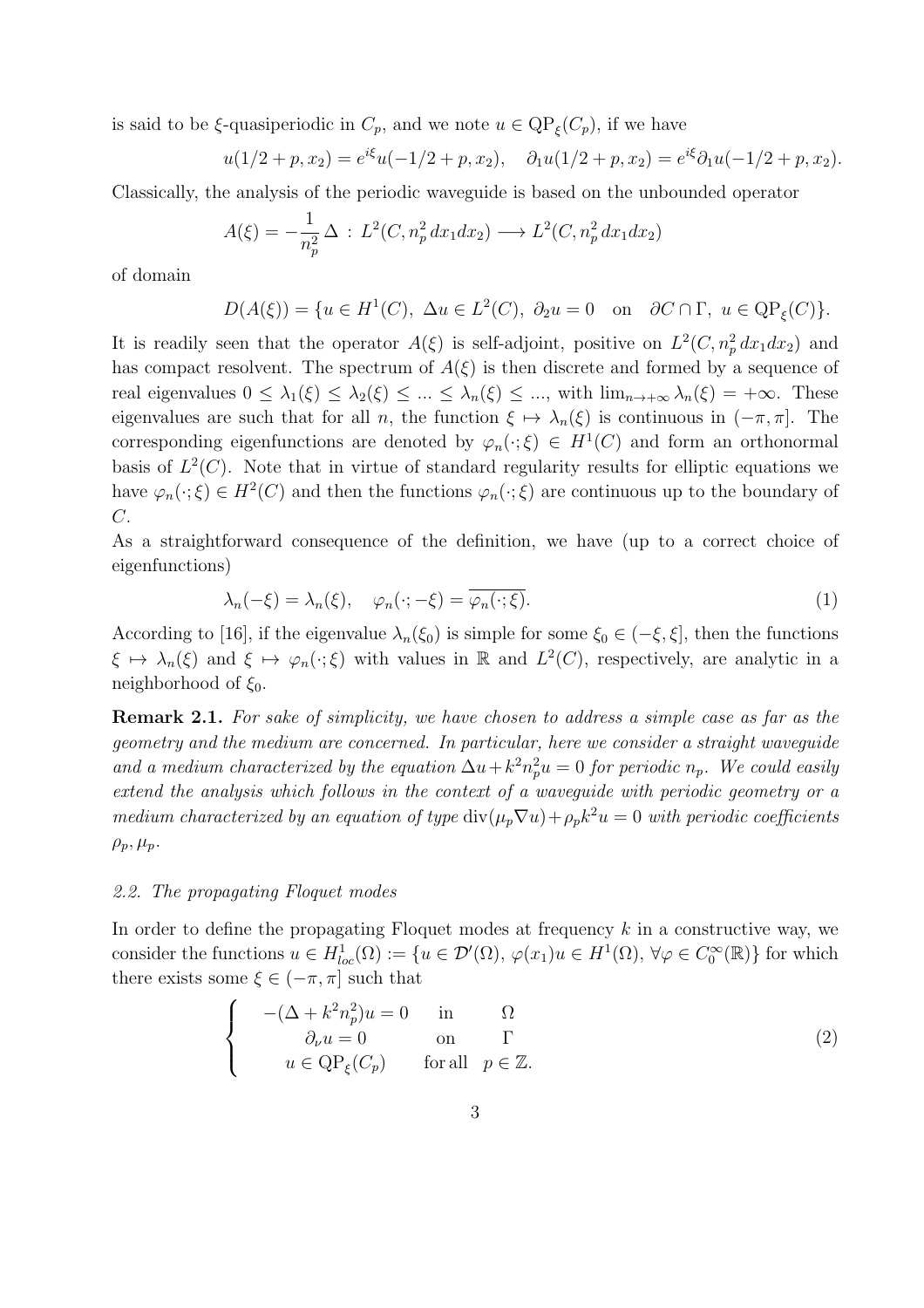is said to be $\xi$-quasiperiodic in $C_p$, and we note $u \in \mathrm{QP}_\xi(C_p)$, if we have

$$u(1/2+p, x_2) = e^{i\xi} u(-1/2+p, x_2), \quad \partial_1 u(1/2+p, x_2) = e^{i\xi} \partial_1 u(-1/2+p, x_2).$$

Classically, the analysis of the periodic waveguide is based on the unbounded operator

$$A(\xi) = -\frac{1}{n_p^2}\,\Delta \,:\, L^2(C, n_p^2\,dx_1 dx_2) \longrightarrow L^2(C, n_p^2\,dx_1 dx_2)$$

of domain

$$D(A(\xi)) = \{u \in H^1(C),\ \Delta u \in L^2(C),\ \partial_2 u = 0 \quad \text{on} \quad \partial C \cap \Gamma,\ u \in \mathrm{QP}_\xi(C)\}.$$

It is readily seen that the operator $A(\xi)$ is self-adjoint, positive on $L^2(C, n_p^2\,dx_1 dx_2)$ and has compact resolvent. The spectrum of $A(\xi)$ is then discrete and formed by a sequence of real eigenvalues $0 \leq \lambda_1(\xi) \leq \lambda_2(\xi) \leq ... \leq \lambda_n(\xi) \leq ...$, with $\lim_{n\to+\infty} \lambda_n(\xi) = +\infty$. These eigenvalues are such that for all $n$, the function $\xi \mapsto \lambda_n(\xi)$ is continuous in $(-\pi, \pi]$. The corresponding eigenfunctions are denoted by $\varphi_n(\cdot;\xi) \in H^1(C)$ and form an orthonormal basis of $L^2(C)$. Note that in virtue of standard regularity results for elliptic equations we have $\varphi_n(\cdot;\xi) \in H^2(C)$ and then the functions $\varphi_n(\cdot;\xi)$ are continuous up to the boundary of $C$.

As a straightforward consequence of the definition, we have (up to a correct choice of eigenfunctions)

$$\lambda_n(-\xi) = \lambda_n(\xi), \quad \varphi_n(\cdot;-\xi) = \overline{\varphi_n(\cdot;\xi)}. \tag{1}$$

According to [16], if the eigenvalue $\lambda_n(\xi_0)$ is simple for some $\xi_0 \in (-\xi, \xi]$, then the functions $\xi \mapsto \lambda_n(\xi)$ and $\xi \mapsto \varphi_n(\cdot;\xi)$ with values in $\mathbb{R}$ and $L^2(C)$, respectively, are analytic in a neighborhood of $\xi_0$.

**Remark 2.1.** *For sake of simplicity, we have chosen to address a simple case as far as the geometry and the medium are concerned. In particular, here we consider a straight waveguide and a medium characterized by the equation $\Delta u + k^2 n_p^2 u = 0$ for periodic $n_p$. We could easily extend the analysis which follows in the context of a waveguide with periodic geometry or a medium characterized by an equation of type $\mathrm{div}(\mu_p \nabla u) + \rho_p k^2 u = 0$ with periodic coefficients $\rho_p, \mu_p$.*

### *2.2. The propagating Floquet modes*

In order to define the propagating Floquet modes at frequency $k$ in a constructive way, we consider the functions $u \in H^1_{loc}(\Omega) := \{u \in \mathcal{D}'(\Omega),\ \varphi(x_1)u \in H^1(\Omega),\ \forall \varphi \in C_0^\infty(\mathbb{R})\}$ for which there exists some $\xi \in (-\pi, \pi]$ such that

$$\left\{ \begin{array}{lll} -(\Delta + k^2 n_p^2)u = 0 & \text{in} & \Omega \\ \partial_\nu u = 0 & \text{on} & \Gamma \\ u \in \mathrm{QP}_\xi(C_p) & \text{for all} & p \in \mathbb{Z}. \end{array} \right. \tag{2}$$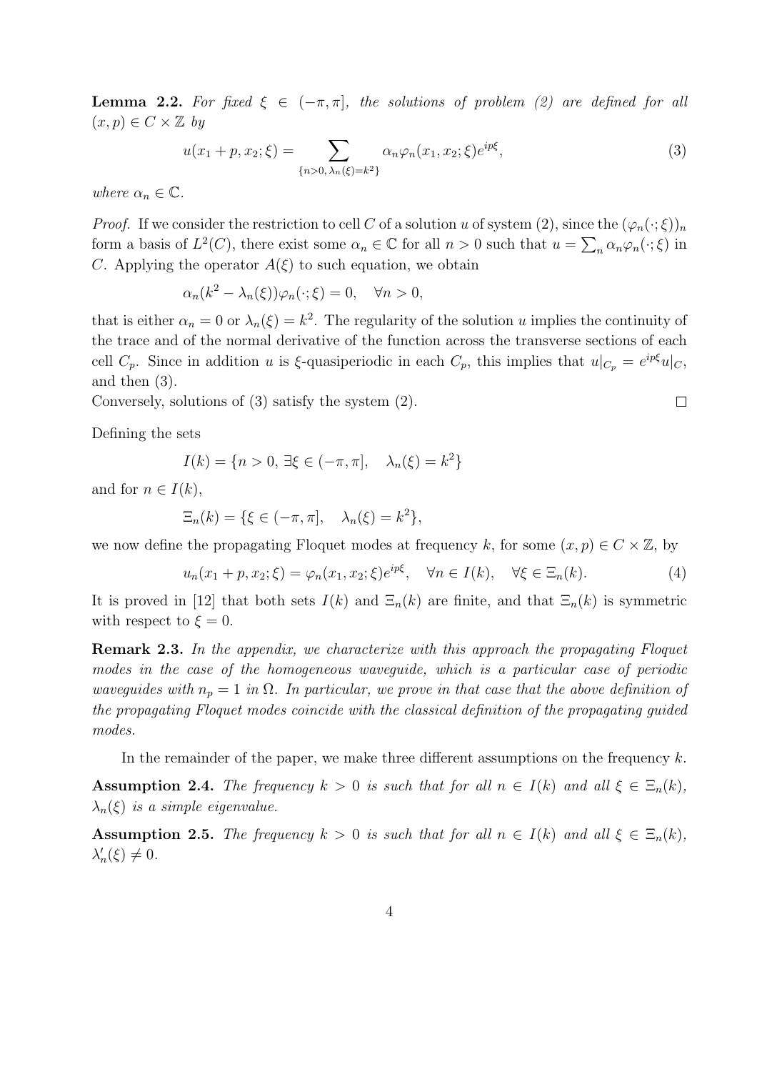**Lemma 2.2.** *For fixed $\xi \in (-\pi, \pi]$, the solutions of problem (2) are defined for all $(x, p) \in C \times \mathbb{Z}$ by*

$$u(x_1 + p, x_2; \xi) = \sum_{\{n>0,\, \lambda_n(\xi)=k^2\}} \alpha_n \varphi_n(x_1, x_2; \xi) e^{ip\xi}, \tag{3}$$

*where $\alpha_n \in \mathbb{C}$.*

*Proof.* If we consider the restriction to cell $C$ of a solution $u$ of system (2), since the $(\varphi_n(\cdot; \xi))_n$ form a basis of $L^2(C)$, there exist some $\alpha_n \in \mathbb{C}$ for all $n > 0$ such that $u = \sum_n \alpha_n \varphi_n(\cdot; \xi)$ in $C$. Applying the operator $A(\xi)$ to such equation, we obtain

$$\alpha_n(k^2 - \lambda_n(\xi))\varphi_n(\cdot; \xi) = 0, \quad \forall n > 0,$$

that is either $\alpha_n = 0$ or $\lambda_n(\xi) = k^2$. The regularity of the solution $u$ implies the continuity of the trace and of the normal derivative of the function across the transverse sections of each cell $C_p$. Since in addition $u$ is $\xi$-quasiperiodic in each $C_p$, this implies that $u|_{C_p} = e^{ip\xi} u|_C$, and then (3).
Conversely, solutions of (3) satisfy the system (2). $\square$

Defining the sets

$$I(k) = \{n > 0,\ \exists \xi \in (-\pi, \pi], \quad \lambda_n(\xi) = k^2\}$$

and for $n \in I(k)$,

$$\Xi_n(k) = \{\xi \in (-\pi, \pi], \quad \lambda_n(\xi) = k^2\},$$

we now define the propagating Floquet modes at frequency $k$, for some $(x, p) \in C \times \mathbb{Z}$, by

$$u_n(x_1 + p, x_2; \xi) = \varphi_n(x_1, x_2; \xi) e^{ip\xi}, \quad \forall n \in I(k), \quad \forall \xi \in \Xi_n(k). \tag{4}$$

It is proved in [12] that both sets $I(k)$ and $\Xi_n(k)$ are finite, and that $\Xi_n(k)$ is symmetric with respect to $\xi = 0$.

**Remark 2.3.** *In the appendix, we characterize with this approach the propagating Floquet modes in the case of the homogeneous waveguide, which is a particular case of periodic waveguides with $n_p = 1$ in $\Omega$. In particular, we prove in that case that the above definition of the propagating Floquet modes coincide with the classical definition of the propagating guided modes.*

In the remainder of the paper, we make three different assumptions on the frequency $k$.

**Assumption 2.4.** *The frequency $k > 0$ is such that for all $n \in I(k)$ and all $\xi \in \Xi_n(k)$, $\lambda_n(\xi)$ is a simple eigenvalue.*

**Assumption 2.5.** *The frequency $k > 0$ is such that for all $n \in I(k)$ and all $\xi \in \Xi_n(k)$, $\lambda_n'(\xi) \neq 0$.*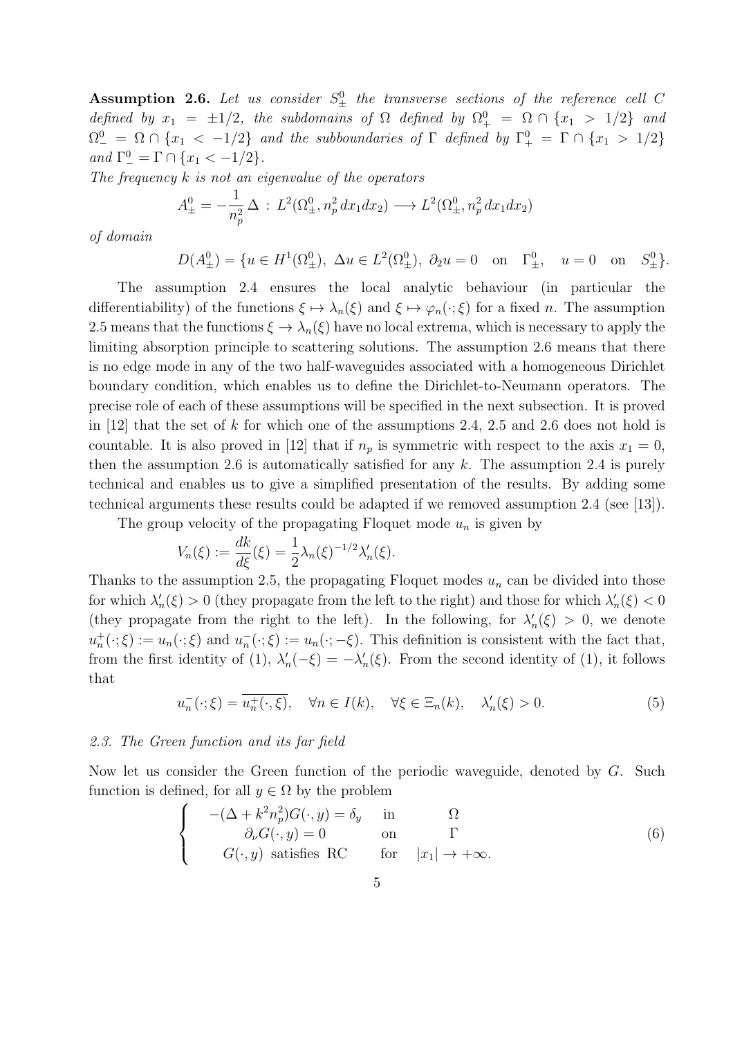**Assumption 2.6.** *Let us consider $S^0_\pm$ the transverse sections of the reference cell $C$ defined by $x_1 = \pm 1/2$, the subdomains of $\Omega$ defined by $\Omega^0_+ = \Omega \cap \{x_1 > 1/2\}$ and $\Omega^0_- = \Omega \cap \{x_1 < -1/2\}$ and the subboundaries of $\Gamma$ defined by $\Gamma^0_+ = \Gamma \cap \{x_1 > 1/2\}$ and $\Gamma^0_- = \Gamma \cap \{x_1 < -1/2\}$.*
*The frequency $k$ is not an eigenvalue of the operators*

$$A^0_\pm = -\frac{1}{n_p^2}\Delta \,:\, L^2(\Omega^0_\pm, n_p^2\, dx_1 dx_2) \longrightarrow L^2(\Omega^0_\pm, n_p^2\, dx_1 dx_2)$$

*of domain*

$$D(A^0_\pm) = \{u \in H^1(\Omega^0_\pm),\ \Delta u \in L^2(\Omega^0_\pm),\ \partial_2 u = 0 \quad \text{on} \quad \Gamma^0_\pm, \quad u = 0 \quad \text{on} \quad S^0_\pm\}.$$

The assumption 2.4 ensures the local analytic behaviour (in particular the differentiability) of the functions $\xi \mapsto \lambda_n(\xi)$ and $\xi \mapsto \varphi_n(\cdot;\xi)$ for a fixed $n$. The assumption 2.5 means that the functions $\xi \to \lambda_n(\xi)$ have no local extrema, which is necessary to apply the limiting absorption principle to scattering solutions. The assumption 2.6 means that there is no edge mode in any of the two half-waveguides associated with a homogeneous Dirichlet boundary condition, which enables us to define the Dirichlet-to-Neumann operators. The precise role of each of these assumptions will be specified in the next subsection. It is proved in [12] that the set of $k$ for which one of the assumptions 2.4, 2.5 and 2.6 does not hold is countable. It is also proved in [12] that if $n_p$ is symmetric with respect to the axis $x_1 = 0$, then the assumption 2.6 is automatically satisfied for any $k$. The assumption 2.4 is purely technical and enables us to give a simplified presentation of the results. By adding some technical arguments these results could be adapted if we removed assumption 2.4 (see [13]).

The group velocity of the propagating Floquet mode $u_n$ is given by

$$V_n(\xi) := \frac{dk}{d\xi}(\xi) = \frac{1}{2}\lambda_n(\xi)^{-1/2}\lambda_n'(\xi).$$

Thanks to the assumption 2.5, the propagating Floquet modes $u_n$ can be divided into those for which $\lambda_n'(\xi) > 0$ (they propagate from the left to the right) and those for which $\lambda_n'(\xi) < 0$ (they propagate from the right to the left). In the following, for $\lambda_n'(\xi) > 0$, we denote $u_n^+(\cdot;\xi) := u_n(\cdot;\xi)$ and $u_n^-(\cdot;\xi) := u_n(\cdot;-\xi)$. This definition is consistent with the fact that, from the first identity of (1), $\lambda_n'(-\xi) = -\lambda_n'(\xi)$. From the second identity of (1), it follows that

$$u_n^-(\cdot;\xi) = \overline{u_n^+(\cdot,\xi)}, \quad \forall n \in I(k), \quad \forall \xi \in \Xi_n(k), \quad \lambda_n'(\xi) > 0. \tag{5}$$

### *2.3. The Green function and its far field*

Now let us consider the Green function of the periodic waveguide, denoted by $G$. Such function is defined, for all $y \in \Omega$ by the problem

$$\left\{ \begin{array}{lcc} -(\Delta + k^2 n_p^2)G(\cdot, y) = \delta_y & \text{in} & \Omega \\ \partial_\nu G(\cdot, y) = 0 & \text{on} & \Gamma \\ G(\cdot, y) \text{ satisfies RC} & \text{for} & |x_1| \to +\infty. \end{array} \right. \tag{6}$$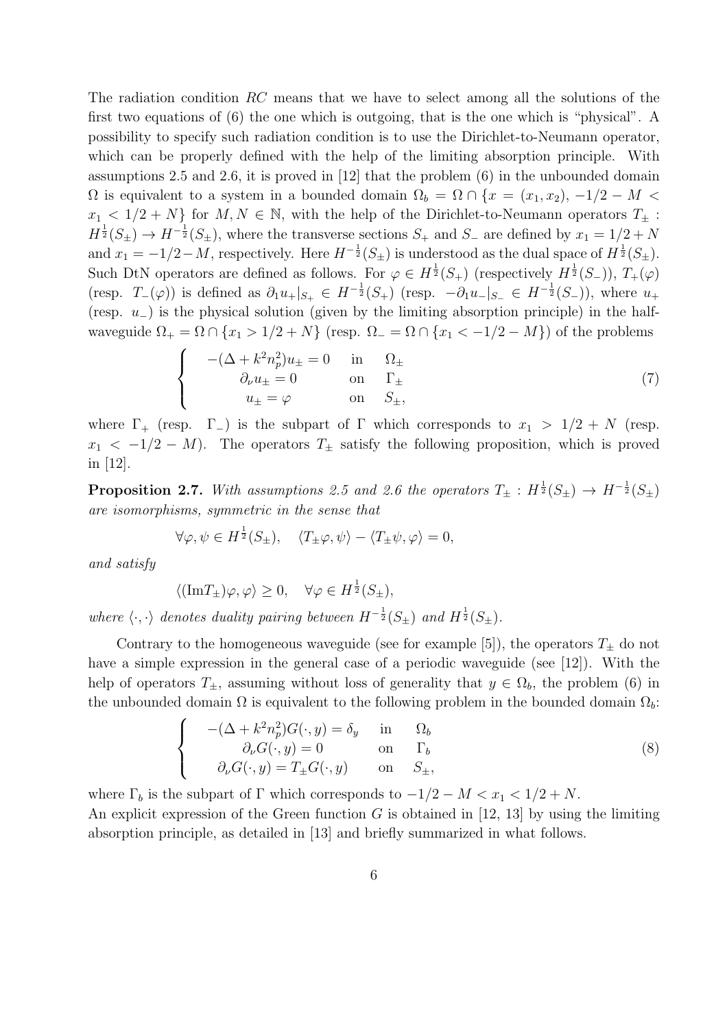The radiation condition $RC$ means that we have to select among all the solutions of the first two equations of (6) the one which is outgoing, that is the one which is "physical". A possibility to specify such radiation condition is to use the Dirichlet-to-Neumann operator, which can be properly defined with the help of the limiting absorption principle. With assumptions 2.5 and 2.6, it is proved in [12] that the problem (6) in the unbounded domain $\Omega$ is equivalent to a system in a bounded domain $\Omega_b = \Omega \cap \{x = (x_1, x_2),\ -1/2 - M < x_1 < 1/2 + N\}$ for $M, N \in \mathbb{N}$, with the help of the Dirichlet-to-Neumann operators $T_\pm : H^{\frac{1}{2}}(S_\pm) \to H^{-\frac{1}{2}}(S_\pm)$, where the transverse sections $S_+$ and $S_-$ are defined by $x_1 = 1/2 + N$ and $x_1 = -1/2 - M$, respectively. Here $H^{-\frac{1}{2}}(S_\pm)$ is understood as the dual space of $H^{\frac{1}{2}}(S_\pm)$. Such DtN operators are defined as follows. For $\varphi \in H^{\frac{1}{2}}(S_+)$ (respectively $H^{\frac{1}{2}}(S_-)$), $T_+(\varphi)$ (resp. $T_-(\varphi)$) is defined as $\partial_1 u_+|_{S_+} \in H^{-\frac{1}{2}}(S_+)$ (resp. $-\partial_1 u_-|_{S_-} \in H^{-\frac{1}{2}}(S_-)$), where $u_+$ (resp. $u_-$) is the physical solution (given by the limiting absorption principle) in the half-waveguide $\Omega_+ = \Omega \cap \{x_1 > 1/2 + N\}$ (resp. $\Omega_- = \Omega \cap \{x_1 < -1/2 - M\}$) of the problems

$$
\left\{
\begin{array}{lll}
-(\Delta + k^2 n_p^2) u_\pm = 0 & \text{in} & \Omega_\pm \\
\partial_\nu u_\pm = 0 & \text{on} & \Gamma_\pm \\
u_\pm = \varphi & \text{on} & S_\pm,
\end{array}
\right.
\tag{7}
$$

where $\Gamma_+$ (resp. $\Gamma_-$) is the subpart of $\Gamma$ which corresponds to $x_1 > 1/2 + N$ (resp. $x_1 < -1/2 - M$). The operators $T_\pm$ satisfy the following proposition, which is proved in [12].

**Proposition 2.7.** *With assumptions 2.5 and 2.6 the operators $T_\pm : H^{\frac{1}{2}}(S_\pm) \to H^{-\frac{1}{2}}(S_\pm)$ are isomorphisms, symmetric in the sense that*

$$
\forall \varphi, \psi \in H^{\frac{1}{2}}(S_\pm), \quad \langle T_\pm \varphi, \psi \rangle - \langle T_\pm \psi, \varphi \rangle = 0,
$$

*and satisfy*

$$
\langle (\mathrm{Im} T_\pm) \varphi, \varphi \rangle \geq 0, \quad \forall \varphi \in H^{\frac{1}{2}}(S_\pm),
$$

*where $\langle \cdot, \cdot \rangle$ denotes duality pairing between $H^{-\frac{1}{2}}(S_\pm)$ and $H^{\frac{1}{2}}(S_\pm)$.*

Contrary to the homogeneous waveguide (see for example [5]), the operators $T_\pm$ do not have a simple expression in the general case of a periodic waveguide (see [12]). With the help of operators $T_\pm$, assuming without loss of generality that $y \in \Omega_b$, the problem (6) in the unbounded domain $\Omega$ is equivalent to the following problem in the bounded domain $\Omega_b$:

$$
\left\{
\begin{array}{lll}
-(\Delta + k^2 n_p^2) G(\cdot, y) = \delta_y & \text{in} & \Omega_b \\
\partial_\nu G(\cdot, y) = 0 & \text{on} & \Gamma_b \\
\partial_\nu G(\cdot, y) = T_\pm G(\cdot, y) & \text{on} & S_\pm,
\end{array}
\right.
\tag{8}
$$

where $\Gamma_b$ is the subpart of $\Gamma$ which corresponds to $-1/2 - M < x_1 < 1/2 + N$.
An explicit expression of the Green function $G$ is obtained in [12, 13] by using the limiting absorption principle, as detailed in [13] and briefly summarized in what follows.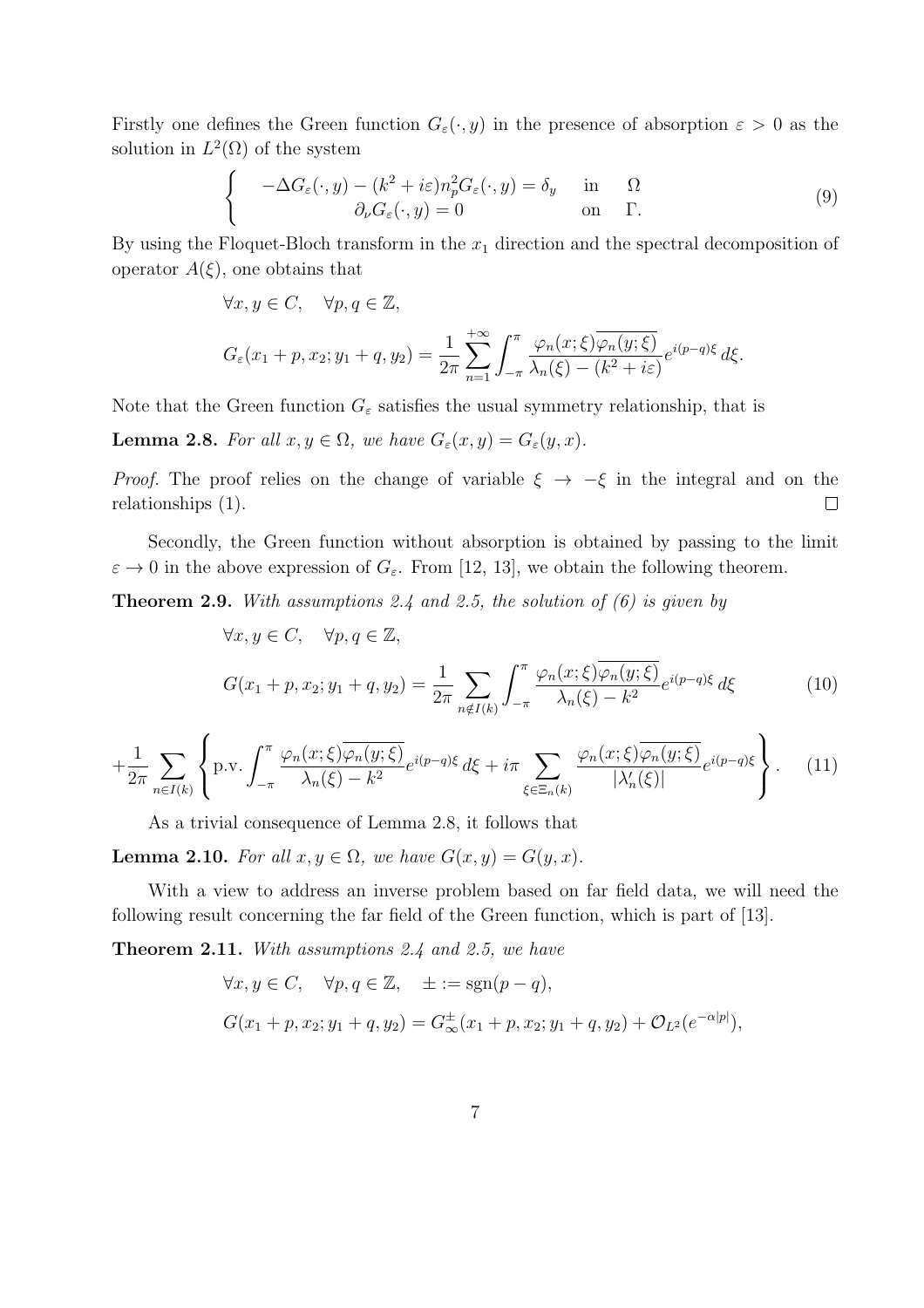Firstly one defines the Green function $G_\varepsilon(\cdot, y)$ in the presence of absorption $\varepsilon > 0$ as the solution in $L^2(\Omega)$ of the system

$$
\left\{
\begin{array}{ll}
-\Delta G_\varepsilon(\cdot, y) - (k^2 + i\varepsilon) n_p^2 G_\varepsilon(\cdot, y) = \delta_y & \text{in} \quad \Omega \\
\partial_\nu G_\varepsilon(\cdot, y) = 0 & \text{on} \quad \Gamma.
\end{array}
\right.
\tag{9}
$$

By using the Floquet-Bloch transform in the $x_1$ direction and the spectral decomposition of operator $A(\xi)$, one obtains that

$$
\forall x, y \in C, \quad \forall p, q \in \mathbb{Z},
$$

$$
G_\varepsilon(x_1 + p, x_2; y_1 + q, y_2) = \frac{1}{2\pi} \sum_{n=1}^{+\infty} \int_{-\pi}^{\pi} \frac{\varphi_n(x;\xi)\overline{\varphi_n(y;\xi)}}{\lambda_n(\xi) - (k^2 + i\varepsilon)} e^{i(p-q)\xi} \, d\xi.
$$

Note that the Green function $G_\varepsilon$ satisfies the usual symmetry relationship, that is

**Lemma 2.8.** *For all $x, y \in \Omega$, we have $G_\varepsilon(x, y) = G_\varepsilon(y, x)$.*

*Proof.* The proof relies on the change of variable $\xi \to -\xi$ in the integral and on the relationships (1). $\square$

Secondly, the Green function without absorption is obtained by passing to the limit $\varepsilon \to 0$ in the above expression of $G_\varepsilon$. From [12, 13], we obtain the following theorem.

**Theorem 2.9.** *With assumptions 2.4 and 2.5, the solution of (6) is given by*

$$
\forall x, y \in C, \quad \forall p, q \in \mathbb{Z},
$$

$$
G(x_1 + p, x_2; y_1 + q, y_2) = \frac{1}{2\pi} \sum_{n \notin I(k)} \int_{-\pi}^{\pi} \frac{\varphi_n(x;\xi)\overline{\varphi_n(y;\xi)}}{\lambda_n(\xi) - k^2} e^{i(p-q)\xi} \, d\xi
\tag{10}
$$

$$
+ \frac{1}{2\pi} \sum_{n \in I(k)} \left\{ \text{p.v.} \int_{-\pi}^{\pi} \frac{\varphi_n(x;\xi)\overline{\varphi_n(y;\xi)}}{\lambda_n(\xi) - k^2} e^{i(p-q)\xi} \, d\xi + i\pi \sum_{\xi \in \Xi_n(k)} \frac{\varphi_n(x;\xi)\overline{\varphi_n(y;\xi)}}{|\lambda_n'(\xi)|} e^{i(p-q)\xi} \right\}.
\tag{11}
$$

As a trivial consequence of Lemma 2.8, it follows that

**Lemma 2.10.** *For all $x, y \in \Omega$, we have $G(x, y) = G(y, x)$.*

With a view to address an inverse problem based on far field data, we will need the following result concerning the far field of the Green function, which is part of [13].

**Theorem 2.11.** *With assumptions 2.4 and 2.5, we have*

$$
\forall x, y \in C, \quad \forall p, q \in \mathbb{Z}, \quad \pm := \text{sgn}(p - q),
$$

$$
G(x_1 + p, x_2; y_1 + q, y_2) = G_\infty^\pm(x_1 + p, x_2; y_1 + q, y_2) + \mathcal{O}_{L^2}(e^{-\alpha|p|}),
$$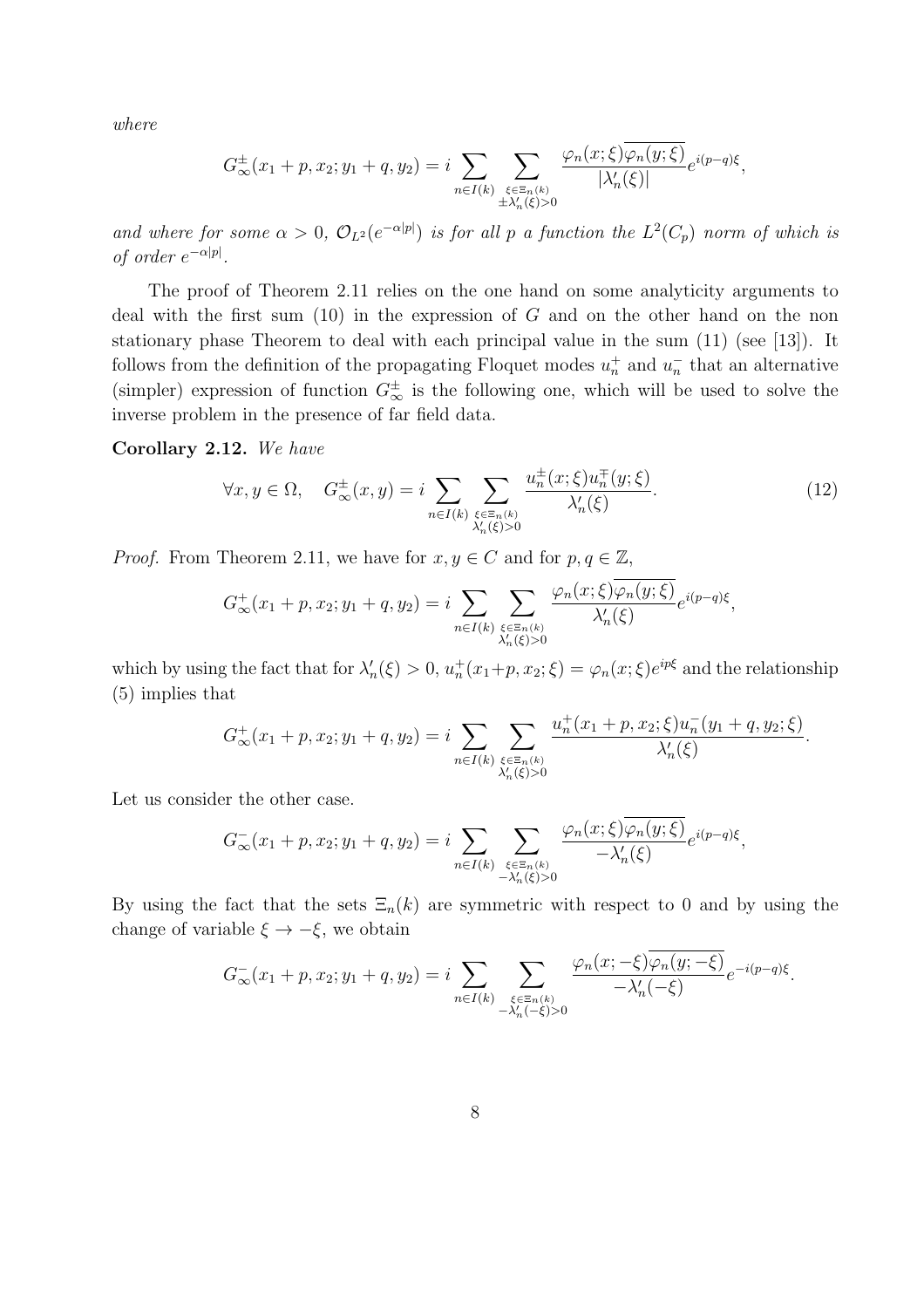*where*

$$G^{\pm}_{\infty}(x_1+p,x_2;y_1+q,y_2) = i\sum_{n\in I(k)}\sum_{\substack{\xi\in\Xi_n(k)\\ \pm\lambda'_n(\xi)>0}} \frac{\varphi_n(x;\xi)\overline{\varphi_n(y;\xi)}}{|\lambda'_n(\xi)|}e^{i(p-q)\xi},$$

*and where for some $\alpha>0$, $\mathcal{O}_{L^2}(e^{-\alpha|p|})$ is for all $p$ a function the $L^2(C_p)$ norm of which is of order $e^{-\alpha|p|}$.*

The proof of Theorem 2.11 relies on the one hand on some analyticity arguments to deal with the first sum (10) in the expression of $G$ and on the other hand on the non stationary phase Theorem to deal with each principal value in the sum (11) (see [13]). It follows from the definition of the propagating Floquet modes $u_n^+$ and $u_n^-$ that an alternative (simpler) expression of function $G^{\pm}_{\infty}$ is the following one, which will be used to solve the inverse problem in the presence of far field data.

**Corollary 2.12.** *We have*

$$\forall x,y\in\Omega,\quad G^{\pm}_{\infty}(x,y) = i\sum_{n\in I(k)}\sum_{\substack{\xi\in\Xi_n(k)\\ \lambda'_n(\xi)>0}} \frac{u_n^{\pm}(x;\xi)u_n^{\mp}(y;\xi)}{\lambda'_n(\xi)}. \tag{12}$$

*Proof.* From Theorem 2.11, we have for $x,y\in C$ and for $p,q\in\mathbb{Z}$,

$$G^{+}_{\infty}(x_1+p,x_2;y_1+q,y_2) = i\sum_{n\in I(k)}\sum_{\substack{\xi\in\Xi_n(k)\\ \lambda'_n(\xi)>0}} \frac{\varphi_n(x;\xi)\overline{\varphi_n(y;\xi)}}{\lambda'_n(\xi)}e^{i(p-q)\xi},$$

which by using the fact that for $\lambda'_n(\xi)>0$, $u_n^+(x_1+p,x_2;\xi)=\varphi_n(x;\xi)e^{ip\xi}$ and the relationship (5) implies that

$$G^{+}_{\infty}(x_1+p,x_2;y_1+q,y_2) = i\sum_{n\in I(k)}\sum_{\substack{\xi\in\Xi_n(k)\\ \lambda'_n(\xi)>0}} \frac{u_n^+(x_1+p,x_2;\xi)u_n^-(y_1+q,y_2;\xi)}{\lambda'_n(\xi)}.$$

Let us consider the other case.

$$G^{-}_{\infty}(x_1+p,x_2;y_1+q,y_2) = i\sum_{n\in I(k)}\sum_{\substack{\xi\in\Xi_n(k)\\ -\lambda'_n(\xi)>0}} \frac{\varphi_n(x;\xi)\overline{\varphi_n(y;\xi)}}{-\lambda'_n(\xi)}e^{i(p-q)\xi},$$

By using the fact that the sets $\Xi_n(k)$ are symmetric with respect to 0 and by using the change of variable $\xi\to-\xi$, we obtain

$$G^{-}_{\infty}(x_1+p,x_2;y_1+q,y_2) = i\sum_{n\in I(k)}\sum_{\substack{\xi\in\Xi_n(k)\\ -\lambda'_n(-\xi)>0}} \frac{\varphi_n(x;-\xi)\overline{\varphi_n(y;-\xi)}}{-\lambda'_n(-\xi)}e^{-i(p-q)\xi}.$$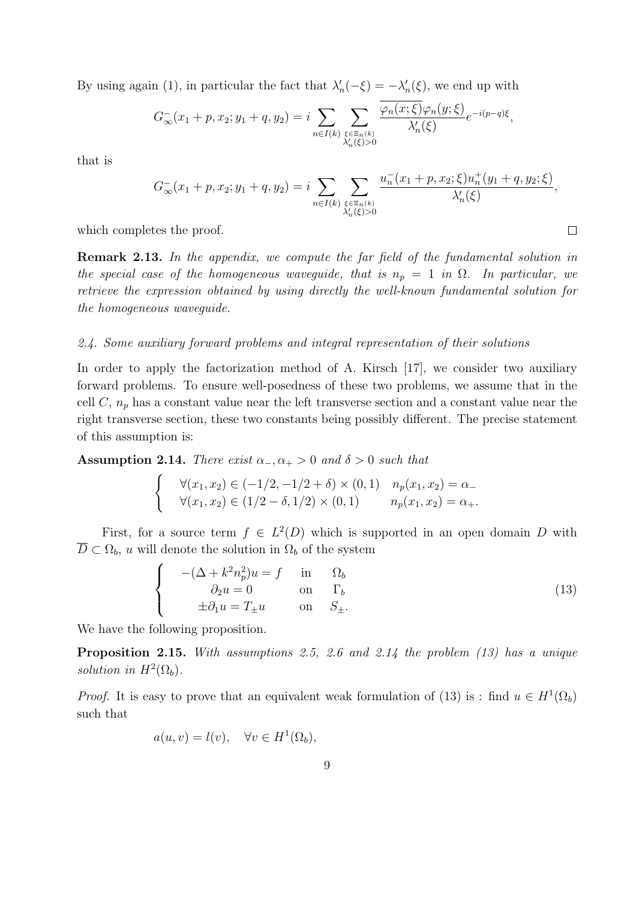By using again (1), in particular the fact that $\lambda_n'(-\xi) = -\lambda_n'(\xi)$, we end up with

$$G_\infty^-(x_1+p, x_2; y_1+q, y_2) = i \sum_{n \in I(k)} \sum_{\substack{\xi \in \Xi_n(k) \\ \lambda_n'(\xi) > 0}} \frac{\overline{\varphi_n(x;\xi)} \varphi_n(y;\xi)}{\lambda_n'(\xi)} e^{-i(p-q)\xi},$$

that is

$$G_\infty^-(x_1+p, x_2; y_1+q, y_2) = i \sum_{n \in I(k)} \sum_{\substack{\xi \in \Xi_n(k) \\ \lambda_n'(\xi) > 0}} \frac{u_n^-(x_1+p, x_2;\xi) u_n^+(y_1+q, y_2;\xi)}{\lambda_n'(\xi)},$$

which completes the proof. $\square$

**Remark 2.13.** *In the appendix, we compute the far field of the fundamental solution in the special case of the homogeneous waveguide, that is $n_p = 1$ in $\Omega$. In particular, we retrieve the expression obtained by using directly the well-known fundamental solution for the homogeneous waveguide.*

### *2.4. Some auxiliary forward problems and integral representation of their solutions*

In order to apply the factorization method of A. Kirsch [17], we consider two auxiliary forward problems. To ensure well-posedness of these two problems, we assume that in the cell $C$, $n_p$ has a constant value near the left transverse section and a constant value near the right transverse section, these two constants being possibly different. The precise statement of this assumption is:

**Assumption 2.14.** *There exist $\alpha_-, \alpha_+ > 0$ and $\delta > 0$ such that*

$$\begin{cases} \forall (x_1, x_2) \in (-1/2, -1/2+\delta) \times (0,1) & n_p(x_1, x_2) = \alpha_- \\ \forall (x_1, x_2) \in (1/2-\delta, 1/2) \times (0,1) & n_p(x_1, x_2) = \alpha_+. \end{cases}$$

First, for a source term $f \in L^2(D)$ which is supported in an open domain $D$ with $\overline{D} \subset \Omega_b$, $u$ will denote the solution in $\Omega_b$ of the system

$$\begin{cases} -(\Delta + k^2 n_p^2) u = f & \text{in} \quad \Omega_b \\ \partial_2 u = 0 & \text{on} \quad \Gamma_b \\ \pm \partial_1 u = T_\pm u & \text{on} \quad S_\pm. \end{cases} \tag{13}$$

We have the following proposition.

**Proposition 2.15.** *With assumptions 2.5, 2.6 and 2.14 the problem (13) has a unique solution in $H^2(\Omega_b)$.*

*Proof.* It is easy to prove that an equivalent weak formulation of (13) is : find $u \in H^1(\Omega_b)$ such that

$$a(u,v) = l(v), \quad \forall v \in H^1(\Omega_b),$$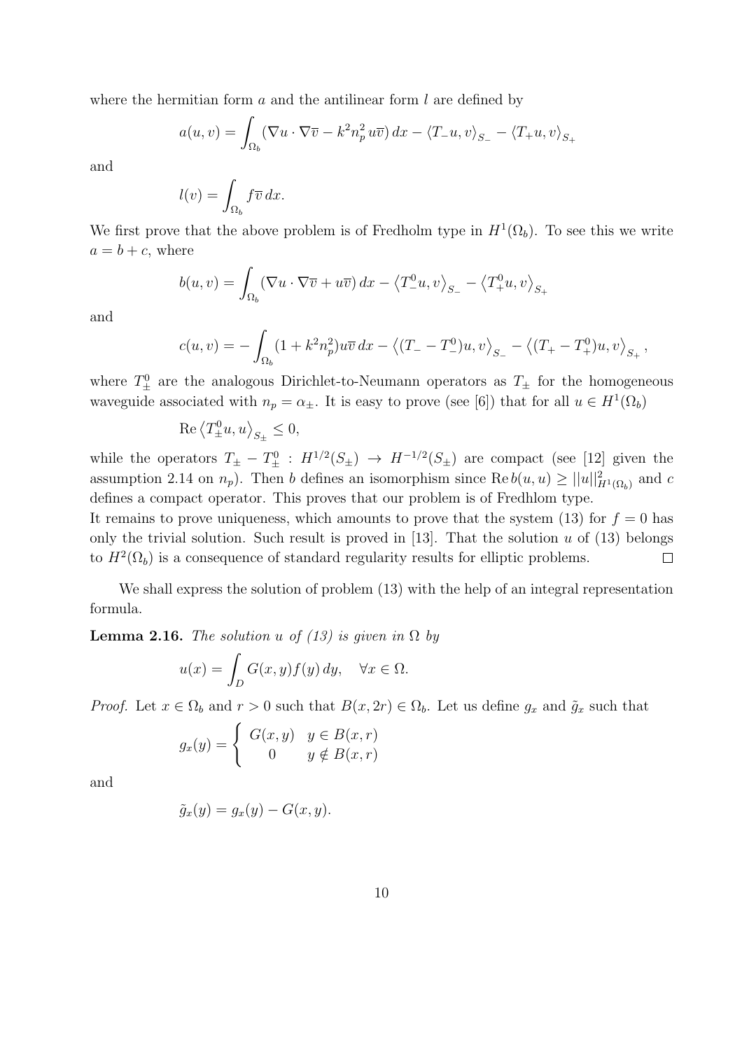where the hermitian form $a$ and the antilinear form $l$ are defined by

$$a(u, v) = \int_{\Omega_b} (\nabla u \cdot \nabla \overline{v} - k^2 n_p^2 u\overline{v})\, dx - \langle T_- u, v\rangle_{S_-} - \langle T_+ u, v\rangle_{S_+}$$

and

$$l(v) = \int_{\Omega_b} f \overline{v}\, dx.$$

We first prove that the above problem is of Fredholm type in $H^1(\Omega_b)$. To see this we write $a = b + c$, where

$$b(u, v) = \int_{\Omega_b} (\nabla u \cdot \nabla \overline{v} + u\overline{v})\, dx - \left\langle T_-^0 u, v\right\rangle_{S_-} - \left\langle T_+^0 u, v\right\rangle_{S_+}$$

and

$$c(u, v) = -\int_{\Omega_b} (1 + k^2 n_p^2) u\overline{v}\, dx - \left\langle (T_- - T_-^0)u, v\right\rangle_{S_-} - \left\langle (T_+ - T_+^0)u, v\right\rangle_{S_+},$$

where $T_\pm^0$ are the analogous Dirichlet-to-Neumann operators as $T_\pm$ for the homogeneous waveguide associated with $n_p = \alpha_\pm$. It is easy to prove (see [6]) that for all $u \in H^1(\Omega_b)$

$$\operatorname{Re}\left\langle T_\pm^0 u, u\right\rangle_{S_\pm} \leq 0,$$

while the operators $T_\pm - T_\pm^0 : H^{1/2}(S_\pm) \to H^{-1/2}(S_\pm)$ are compact (see [12] given the assumption 2.14 on $n_p$). Then $b$ defines an isomorphism since $\operatorname{Re} b(u, u) \geq ||u||^2_{H^1(\Omega_b)}$ and $c$ defines a compact operator. This proves that our problem is of Fredhlom type.
It remains to prove uniqueness, which amounts to prove that the system (13) for $f = 0$ has only the trivial solution. Such result is proved in [13]. That the solution $u$ of (13) belongs to $H^2(\Omega_b)$ is a consequence of standard regularity results for elliptic problems. $\square$

We shall express the solution of problem (13) with the help of an integral representation formula.

**Lemma 2.16.** *The solution $u$ of (13) is given in $\Omega$ by*

$$u(x) = \int_D G(x, y) f(y)\, dy, \quad \forall x \in \Omega.$$

*Proof.* Let $x \in \Omega_b$ and $r > 0$ such that $B(x, 2r) \in \Omega_b$. Let us define $g_x$ and $\tilde{g}_x$ such that

$$g_x(y) = \begin{cases} G(x, y) & y \in B(x, r) \\ 0 & y \notin B(x, r) \end{cases}$$

and

$$\tilde{g}_x(y) = g_x(y) - G(x, y).$$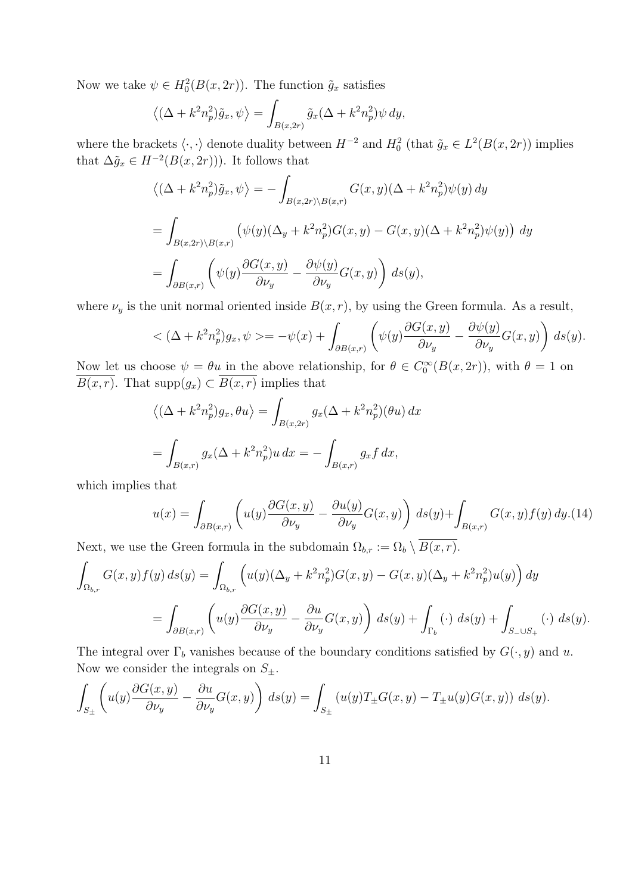Now we take $\psi \in H^2_0(B(x,2r))$. The function $\tilde{g}_x$ satisfies

$$\left\langle (\Delta + k^2 n_p^2)\tilde{g}_x, \psi \right\rangle = \int_{B(x,2r)} \tilde{g}_x (\Delta + k^2 n_p^2)\psi \, dy,$$

where the brackets $\langle \cdot, \cdot \rangle$ denote duality between $H^{-2}$ and $H^2_0$ (that $\tilde{g}_x \in L^2(B(x,2r))$ implies that $\Delta \tilde{g}_x \in H^{-2}(B(x,2r))$). It follows that

$$\left\langle (\Delta + k^2 n_p^2)\tilde{g}_x, \psi \right\rangle = -\int_{B(x,2r)\setminus B(x,r)} G(x,y)(\Delta + k^2 n_p^2)\psi(y) \, dy$$

$$= \int_{B(x,2r)\setminus B(x,r)} \left( \psi(y)(\Delta_y + k^2 n_p^2) G(x,y) - G(x,y)(\Delta + k^2 n_p^2)\psi(y) \right) \, dy$$

$$= \int_{\partial B(x,r)} \left( \psi(y) \frac{\partial G(x,y)}{\partial \nu_y} - \frac{\partial \psi(y)}{\partial \nu_y} G(x,y) \right) \, ds(y),$$

where $\nu_y$ is the unit normal oriented inside $B(x,r)$, by using the Green formula. As a result,

$$< (\Delta + k^2 n_p^2) g_x, \psi > = -\psi(x) + \int_{\partial B(x,r)} \left( \psi(y) \frac{\partial G(x,y)}{\partial \nu_y} - \frac{\partial \psi(y)}{\partial \nu_y} G(x,y) \right) \, ds(y).$$

Now let us choose $\psi = \theta u$ in the above relationship, for $\theta \in C^\infty_0(B(x,2r))$, with $\theta = 1$ on $\overline{B(x,r)}$. That $\mathrm{supp}(g_x) \subset \overline{B(x,r)}$ implies that

$$\left\langle (\Delta + k^2 n_p^2) g_x, \theta u \right\rangle = \int_{B(x,2r)} g_x (\Delta + k^2 n_p^2)(\theta u) \, dx$$

$$= \int_{B(x,r)} g_x (\Delta + k^2 n_p^2) u \, dx = -\int_{B(x,r)} g_x f \, dx,$$

which implies that

$$u(x) = \int_{\partial B(x,r)} \left( u(y) \frac{\partial G(x,y)}{\partial \nu_y} - \frac{\partial u(y)}{\partial \nu_y} G(x,y) \right) \, ds(y) + \int_{B(x,r)} G(x,y) f(y) \, dy. \quad (14)$$

Next, we use the Green formula in the subdomain $\Omega_{b,r} := \Omega_b \setminus \overline{B(x,r)}$.

$$\int_{\Omega_{b,r}} G(x,y) f(y) \, ds(y) = \int_{\Omega_{b,r}} \left( u(y)(\Delta_y + k^2 n_p^2) G(x,y) - G(x,y)(\Delta_y + k^2 n_p^2) u(y) \right) dy$$

$$= \int_{\partial B(x,r)} \left( u(y) \frac{\partial G(x,y)}{\partial \nu_y} - \frac{\partial u}{\partial \nu_y} G(x,y) \right) \, ds(y) + \int_{\Gamma_b} (\cdot) \, ds(y) + \int_{S_- \cup S_+} (\cdot) \, ds(y).$$

The integral over $\Gamma_b$ vanishes because of the boundary conditions satisfied by $G(\cdot, y)$ and $u$. Now we consider the integrals on $S_\pm$.

$$\int_{S_\pm} \left( u(y) \frac{\partial G(x,y)}{\partial \nu_y} - \frac{\partial u}{\partial \nu_y} G(x,y) \right) \, ds(y) = \int_{S_\pm} \left( u(y) T_\pm G(x,y) - T_\pm u(y) G(x,y) \right) \, ds(y).$$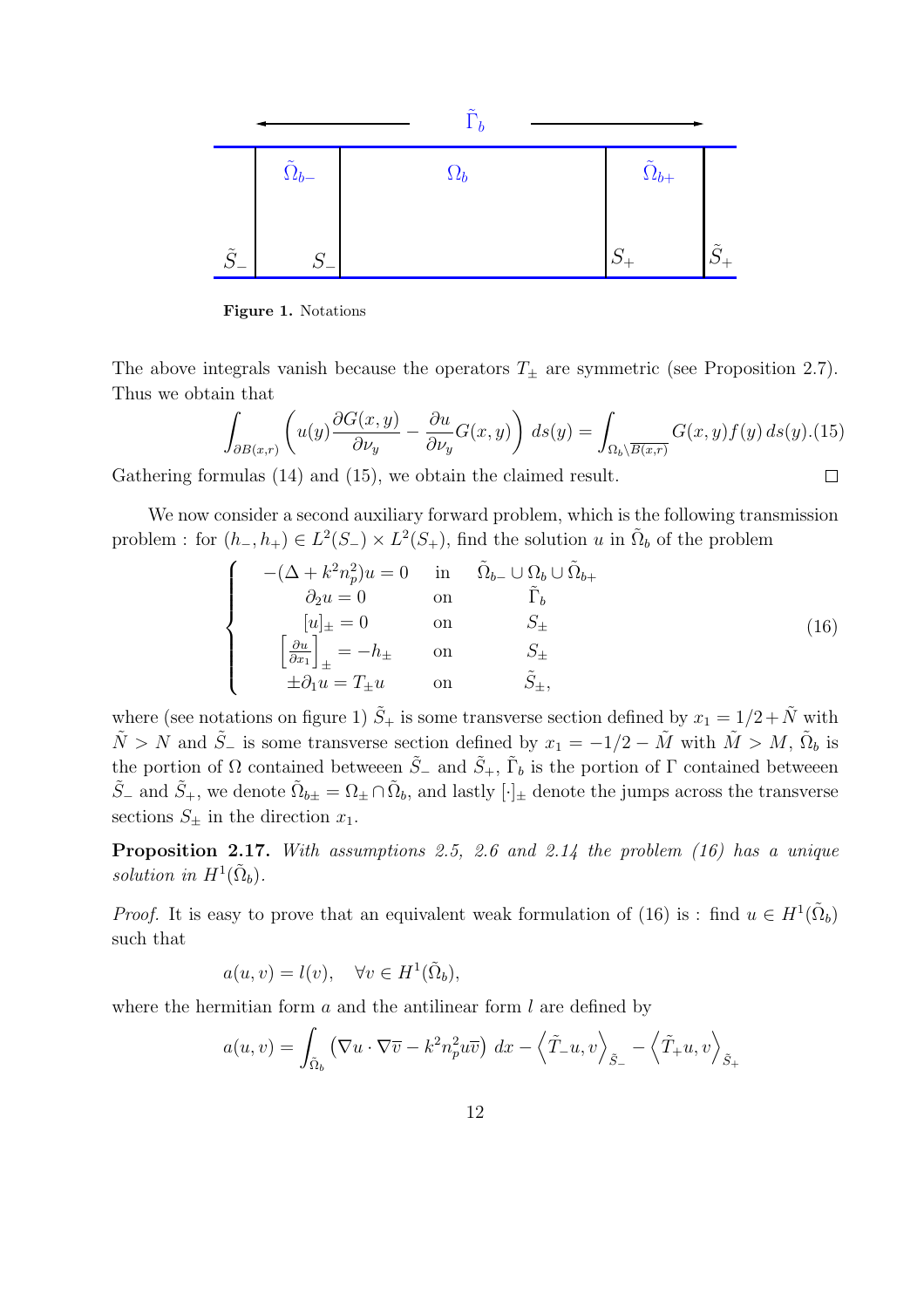Figure 1. Notations

The above integrals vanish because the operators $T_\pm$ are symmetric (see Proposition 2.7). Thus we obtain that

$$\int_{\partial B(x,r)} \left( u(y)\frac{\partial G(x,y)}{\partial \nu_y} - \frac{\partial u}{\partial \nu_y} G(x,y) \right) ds(y) = \int_{\Omega_b \setminus \overline{B(x,r)}} G(x,y) f(y)\, ds(y). \tag{15}$$

Gathering formulas (14) and (15), we obtain the claimed result. $\square$

We now consider a second auxiliary forward problem, which is the following transmission problem : for $(h_-, h_+) \in L^2(S_-) \times L^2(S_+)$, find the solution $u$ in $\tilde{\Omega}_b$ of the problem

$$\begin{cases} -(\Delta + k^2 n_p^2) u = 0 & \text{in} \quad \tilde{\Omega}_{b-} \cup \Omega_b \cup \tilde{\Omega}_{b+} \\ \partial_2 u = 0 & \text{on} \quad \tilde{\Gamma}_b \\ [u]_\pm = 0 & \text{on} \quad S_\pm \\ \left[ \frac{\partial u}{\partial x_1} \right]_\pm = -h_\pm & \text{on} \quad S_\pm \\ \pm \partial_1 u = T_\pm u & \text{on} \quad \tilde{S}_\pm, \end{cases} \tag{16}$$

where (see notations on figure 1) $\tilde{S}_+$ is some transverse section defined by $x_1 = 1/2 + \tilde{N}$ with $\tilde{N} > N$ and $\tilde{S}_-$ is some transverse section defined by $x_1 = -1/2 - \tilde{M}$ with $\tilde{M} > M$, $\tilde{\Omega}_b$ is the portion of $\Omega$ contained betweeen $\tilde{S}_-$ and $\tilde{S}_+$, $\tilde{\Gamma}_b$ is the portion of $\Gamma$ contained betweeen $\tilde{S}_-$ and $\tilde{S}_+$, we denote $\tilde{\Omega}_{b\pm} = \Omega_\pm \cap \tilde{\Omega}_b$, and lastly $[\cdot]_\pm$ denote the jumps across the transverse sections $S_\pm$ in the direction $x_1$.

**Proposition 2.17.** *With assumptions 2.5, 2.6 and 2.14 the problem (16) has a unique solution in $H^1(\tilde{\Omega}_b)$.*

*Proof.* It is easy to prove that an equivalent weak formulation of (16) is : find $u \in H^1(\tilde{\Omega}_b)$ such that

$$a(u,v) = l(v), \quad \forall v \in H^1(\tilde{\Omega}_b),$$

where the hermitian form $a$ and the antilinear form $l$ are defined by

$$a(u,v) = \int_{\tilde{\Omega}_b} \left( \nabla u \cdot \nabla \overline{v} - k^2 n_p^2 u \overline{v} \right) dx - \left\langle \tilde{T}_- u, v \right\rangle_{\tilde{S}_-} - \left\langle \tilde{T}_+ u, v \right\rangle_{\tilde{S}_+}$$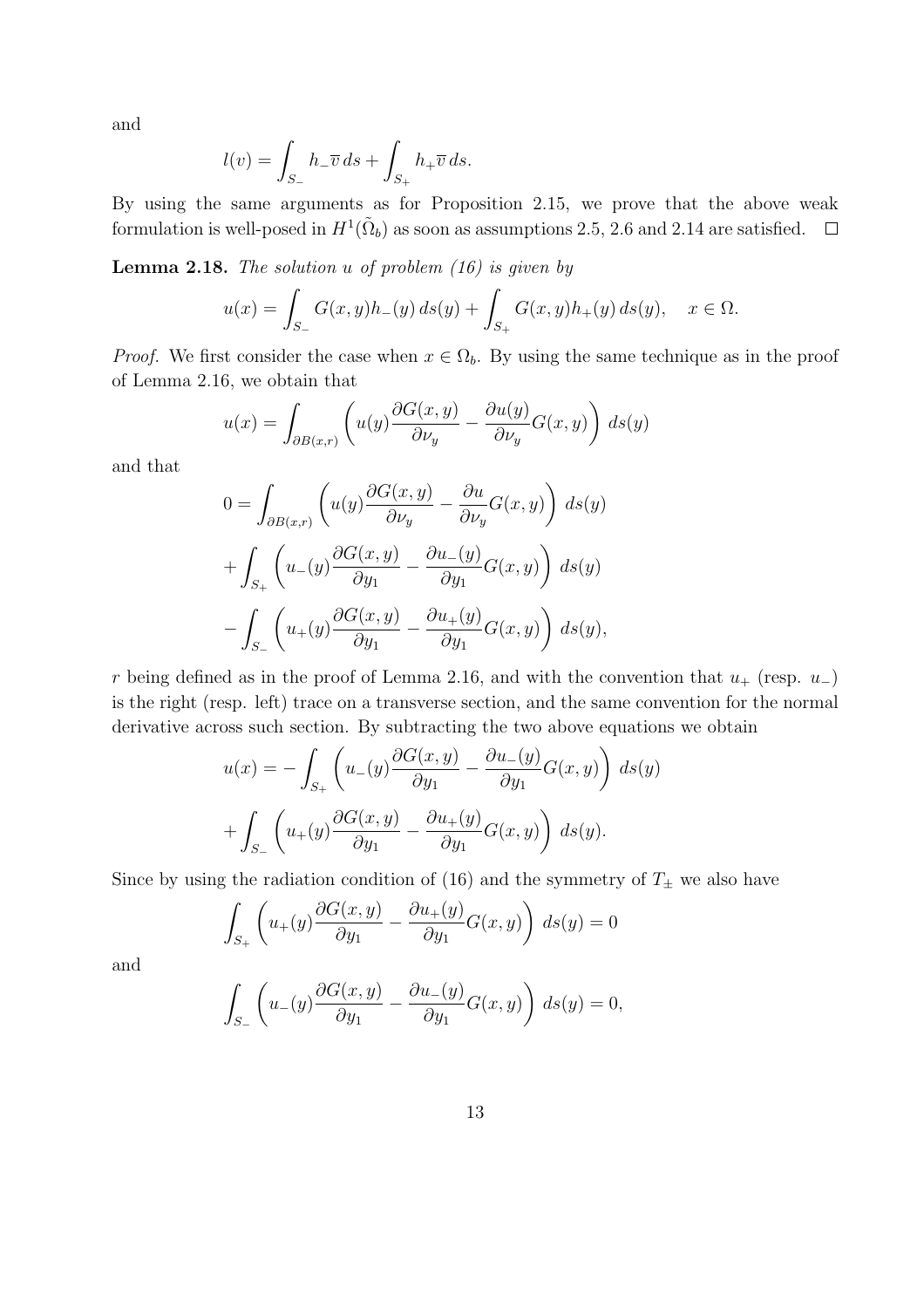and

$$l(v) = \int_{S_-} h_- \overline{v}\, ds + \int_{S_+} h_+ \overline{v}\, ds.$$

By using the same arguments as for Proposition 2.15, we prove that the above weak formulation is well-posed in $H^1(\tilde{\Omega}_b)$ as soon as assumptions 2.5, 2.6 and 2.14 are satisfied. □

**Lemma 2.18.** *The solution $u$ of problem (16) is given by*

$$u(x) = \int_{S_-} G(x,y) h_-(y)\, ds(y) + \int_{S_+} G(x,y) h_+(y)\, ds(y), \quad x \in \Omega.$$

*Proof.* We first consider the case when $x \in \Omega_b$. By using the same technique as in the proof of Lemma 2.16, we obtain that

$$u(x) = \int_{\partial B(x,r)} \left( u(y) \frac{\partial G(x,y)}{\partial \nu_y} - \frac{\partial u(y)}{\partial \nu_y} G(x,y) \right) ds(y)$$

and that

$$\begin{aligned}
0 &= \int_{\partial B(x,r)} \left( u(y) \frac{\partial G(x,y)}{\partial \nu_y} - \frac{\partial u}{\partial \nu_y} G(x,y) \right) ds(y) \\
&+ \int_{S_+} \left( u_-(y) \frac{\partial G(x,y)}{\partial y_1} - \frac{\partial u_-(y)}{\partial y_1} G(x,y) \right) ds(y) \\
&- \int_{S_-} \left( u_+(y) \frac{\partial G(x,y)}{\partial y_1} - \frac{\partial u_+(y)}{\partial y_1} G(x,y) \right) ds(y),
\end{aligned}$$

$r$ being defined as in the proof of Lemma 2.16, and with the convention that $u_+$ (resp. $u_-$) is the right (resp. left) trace on a transverse section, and the same convention for the normal derivative across such section. By subtracting the two above equations we obtain

$$\begin{aligned}
u(x) &= - \int_{S_+} \left( u_-(y) \frac{\partial G(x,y)}{\partial y_1} - \frac{\partial u_-(y)}{\partial y_1} G(x,y) \right) ds(y) \\
&+ \int_{S_-} \left( u_+(y) \frac{\partial G(x,y)}{\partial y_1} - \frac{\partial u_+(y)}{\partial y_1} G(x,y) \right) ds(y).
\end{aligned}$$

Since by using the radiation condition of (16) and the symmetry of $T_\pm$ we also have

$$\int_{S_+} \left( u_+(y) \frac{\partial G(x,y)}{\partial y_1} - \frac{\partial u_+(y)}{\partial y_1} G(x,y) \right) ds(y) = 0$$

and

$$\int_{S_-} \left( u_-(y) \frac{\partial G(x,y)}{\partial y_1} - \frac{\partial u_-(y)}{\partial y_1} G(x,y) \right) ds(y) = 0,$$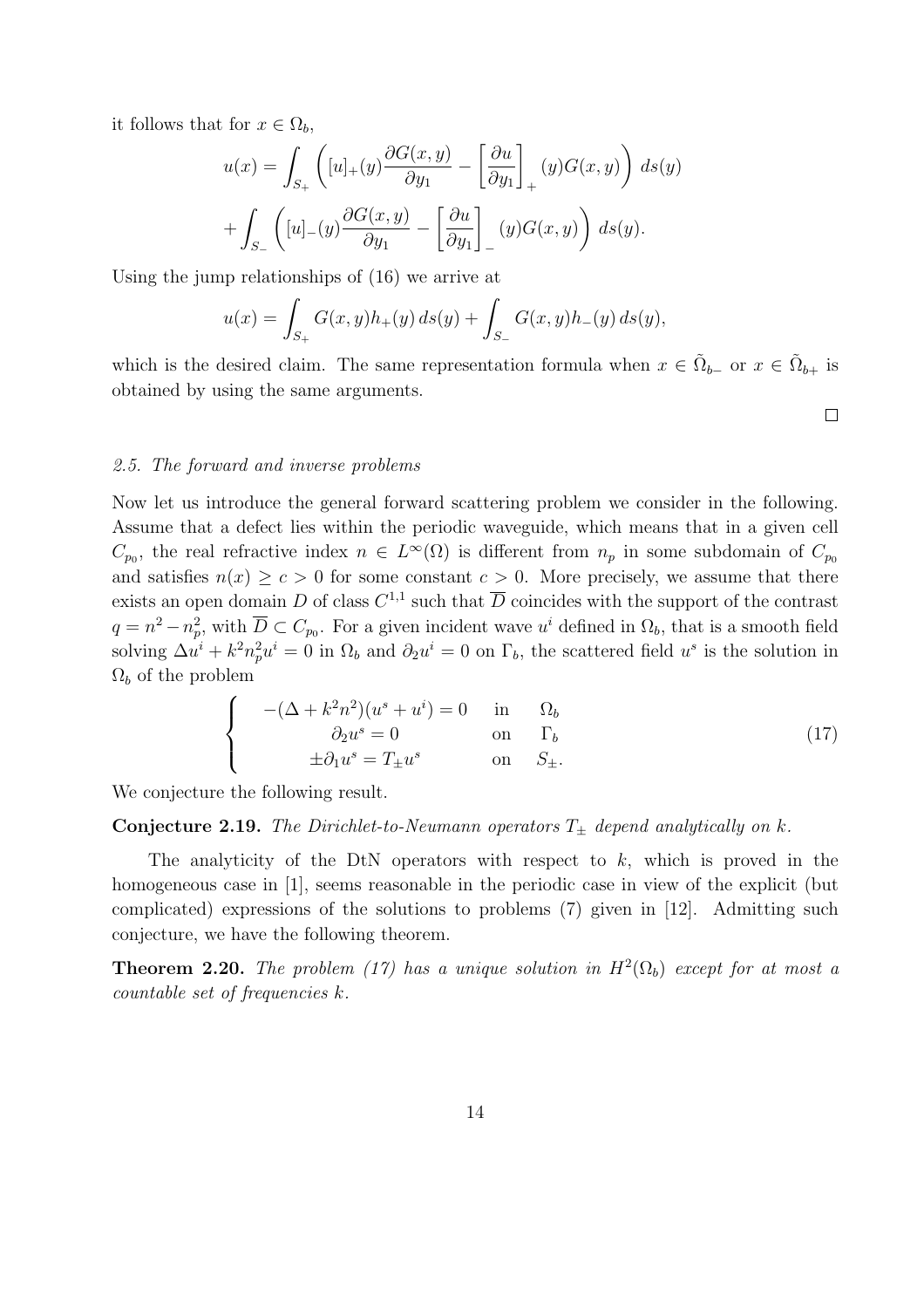it follows that for $x \in \Omega_b$,

$$u(x) = \int_{S_+} \left( [u]_+(y) \frac{\partial G(x,y)}{\partial y_1} - \left[ \frac{\partial u}{\partial y_1} \right]_+ (y) G(x,y) \right) \, ds(y)$$

$$+ \int_{S_-} \left( [u]_-(y) \frac{\partial G(x,y)}{\partial y_1} - \left[ \frac{\partial u}{\partial y_1} \right]_- (y) G(x,y) \right) \, ds(y).$$

Using the jump relationships of (16) we arrive at

$$u(x) = \int_{S_+} G(x,y) h_+(y) \, ds(y) + \int_{S_-} G(x,y) h_-(y) \, ds(y),$$

which is the desired claim. The same representation formula when $x \in \tilde{\Omega}_{b-}$ or $x \in \tilde{\Omega}_{b+}$ is obtained by using the same arguments.

□

### *2.5. The forward and inverse problems*

Now let us introduce the general forward scattering problem we consider in the following. Assume that a defect lies within the periodic waveguide, which means that in a given cell $C_{p_0}$, the real refractive index $n \in L^\infty(\Omega)$ is different from $n_p$ in some subdomain of $C_{p_0}$ and satisfies $n(x) \geq c > 0$ for some constant $c > 0$. More precisely, we assume that there exists an open domain $D$ of class $C^{1,1}$ such that $\overline{D}$ coincides with the support of the contrast $q = n^2 - n_p^2$, with $\overline{D} \subset C_{p_0}$. For a given incident wave $u^i$ defined in $\Omega_b$, that is a smooth field solving $\Delta u^i + k^2 n_p^2 u^i = 0$ in $\Omega_b$ and $\partial_2 u^i = 0$ on $\Gamma_b$, the scattered field $u^s$ is the solution in $\Omega_b$ of the problem

$$\left\{ \begin{array}{ccc} -(\Delta + k^2 n^2)(u^s + u^i) = 0 & \text{in} & \Omega_b \\ \partial_2 u^s = 0 & \text{on} & \Gamma_b \\ \pm \partial_1 u^s = T_\pm u^s & \text{on} & S_\pm. \end{array} \right. \tag{17}$$

We conjecture the following result.

**Conjecture 2.19.** *The Dirichlet-to-Neumann operators $T_\pm$ depend analytically on $k$.*

The analyticity of the DtN operators with respect to $k$, which is proved in the homogeneous case in [1], seems reasonable in the periodic case in view of the explicit (but complicated) expressions of the solutions to problems (7) given in [12]. Admitting such conjecture, we have the following theorem.

**Theorem 2.20.** *The problem (17) has a unique solution in $H^2(\Omega_b)$ except for at most a countable set of frequencies $k$.*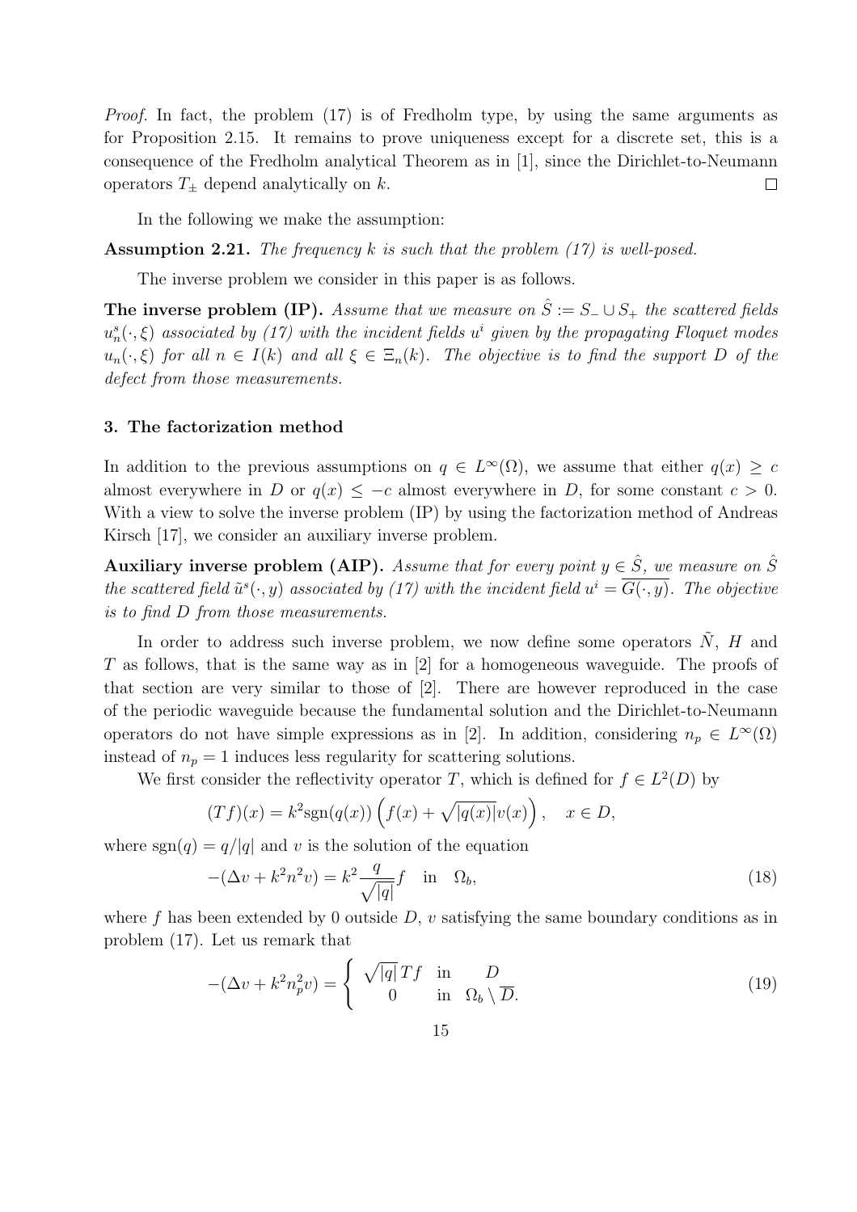*Proof.* In fact, the problem (17) is of Fredholm type, by using the same arguments as for Proposition 2.15. It remains to prove uniqueness except for a discrete set, this is a consequence of the Fredholm analytical Theorem as in [1], since the Dirichlet-to-Neumann operators $T_\pm$ depend analytically on $k$. $\square$

In the following we make the assumption:

**Assumption 2.21.** *The frequency $k$ is such that the problem (17) is well-posed.*

The inverse problem we consider in this paper is as follows.

**The inverse problem (IP).** *Assume that we measure on $\hat{S} := S_- \cup S_+$ the scattered fields $u^s_n(\cdot, \xi)$ associated by (17) with the incident fields $u^i$ given by the propagating Floquet modes $u_n(\cdot, \xi)$ for all $n \in I(k)$ and all $\xi \in \Xi_n(k)$. The objective is to find the support $D$ of the defect from those measurements.*

## 3. The factorization method

In addition to the previous assumptions on $q \in L^\infty(\Omega)$, we assume that either $q(x) \geq c$ almost everywhere in $D$ or $q(x) \leq -c$ almost everywhere in $D$, for some constant $c > 0$. With a view to solve the inverse problem (IP) by using the factorization method of Andreas Kirsch [17], we consider an auxiliary inverse problem.

**Auxiliary inverse problem (AIP).** *Assume that for every point $y \in \hat{S}$, we measure on $\hat{S}$ the scattered field $\tilde{u}^s(\cdot, y)$ associated by (17) with the incident field $u^i = \overline{G(\cdot, y)}$. The objective is to find $D$ from those measurements.*

In order to address such inverse problem, we now define some operators $\tilde{N}$, $H$ and $T$ as follows, that is the same way as in [2] for a homogeneous waveguide. The proofs of that section are very similar to those of [2]. There are however reproduced in the case of the periodic waveguide because the fundamental solution and the Dirichlet-to-Neumann operators do not have simple expressions as in [2]. In addition, considering $n_p \in L^\infty(\Omega)$ instead of $n_p = 1$ induces less regularity for scattering solutions.

We first consider the reflectivity operator $T$, which is defined for $f \in L^2(D)$ by

$$(Tf)(x) = k^2 \mathrm{sgn}(q(x)) \left( f(x) + \sqrt{|q(x)|} v(x) \right), \quad x \in D,$$

where $\mathrm{sgn}(q) = q/|q|$ and $v$ is the solution of the equation

$$-(\Delta v + k^2 n^2 v) = k^2 \frac{q}{\sqrt{|q|}} f \quad \text{in} \quad \Omega_b, \tag{18}$$

where $f$ has been extended by 0 outside $D$, $v$ satisfying the same boundary conditions as in problem (17). Let us remark that

$$-(\Delta v + k^2 n_p^2 v) = \begin{cases} \sqrt{|q|}\, Tf & \text{in} \quad D \\ 0 & \text{in} \quad \Omega_b \setminus \overline{D}. \end{cases} \tag{19}$$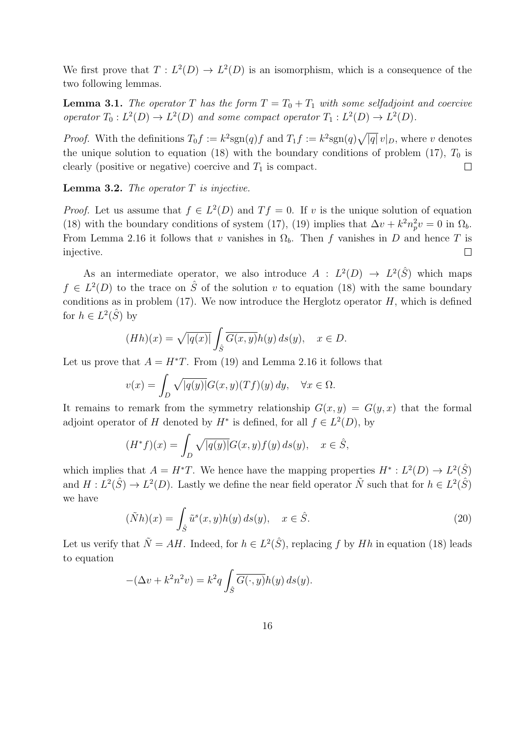We first prove that $T : L^2(D) \to L^2(D)$ is an isomorphism, which is a consequence of the two following lemmas.

**Lemma 3.1.** *The operator $T$ has the form $T = T_0 + T_1$ with some selfadjoint and coercive operator $T_0 : L^2(D) \to L^2(D)$ and some compact operator $T_1 : L^2(D) \to L^2(D)$.*

*Proof.* With the definitions $T_0 f := k^2 \mathrm{sgn}(q) f$ and $T_1 f := k^2 \mathrm{sgn}(q) \sqrt{|q|}\, v|_D$, where $v$ denotes the unique solution to equation (18) with the boundary conditions of problem (17), $T_0$ is clearly (positive or negative) coercive and $T_1$ is compact. $\square$

**Lemma 3.2.** *The operator $T$ is injective.*

*Proof.* Let us assume that $f \in L^2(D)$ and $Tf = 0$. If $v$ is the unique solution of equation (18) with the boundary conditions of system (17), (19) implies that $\Delta v + k^2 n_p^2 v = 0$ in $\Omega_b$. From Lemma 2.16 it follows that $v$ vanishes in $\Omega_b$. Then $f$ vanishes in $D$ and hence $T$ is injective. $\square$

As an intermediate operator, we also introduce $A : L^2(D) \to L^2(\hat{S})$ which maps $f \in L^2(D)$ to the trace on $\hat{S}$ of the solution $v$ to equation (18) with the same boundary conditions as in problem (17). We now introduce the Herglotz operator $H$, which is defined for $h \in L^2(\hat{S})$ by

$$(Hh)(x) = \sqrt{|q(x)|} \int_{\hat{S}} \overline{G(x,y)} h(y)\, ds(y), \quad x \in D.$$

Let us prove that $A = H^* T$. From (19) and Lemma 2.16 it follows that

$$v(x) = \int_D \sqrt{|q(y)|} G(x,y) (Tf)(y)\, dy, \quad \forall x \in \Omega.$$

It remains to remark from the symmetry relationship $G(x,y) = G(y,x)$ that the formal adjoint operator of $H$ denoted by $H^*$ is defined, for all $f \in L^2(D)$, by

$$(H^* f)(x) = \int_D \sqrt{|q(y)|} G(x,y) f(y)\, ds(y), \quad x \in \hat{S},$$

which implies that $A = H^* T$. We hence have the mapping properties $H^* : L^2(D) \to L^2(\hat{S})$ and $H : L^2(\hat{S}) \to L^2(D)$. Lastly we define the near field operator $\tilde{N}$ such that for $h \in L^2(\hat{S})$ we have

$$(\tilde{N} h)(x) = \int_{\hat{S}} \tilde{u}^s(x,y) h(y)\, ds(y), \quad x \in \hat{S}. \tag{20}$$

Let us verify that $\tilde{N} = AH$. Indeed, for $h \in L^2(\hat{S})$, replacing $f$ by $Hh$ in equation (18) leads to equation

$$-(\Delta v + k^2 n^2 v) = k^2 q \int_{\hat{S}} \overline{G(\cdot, y)} h(y)\, ds(y).$$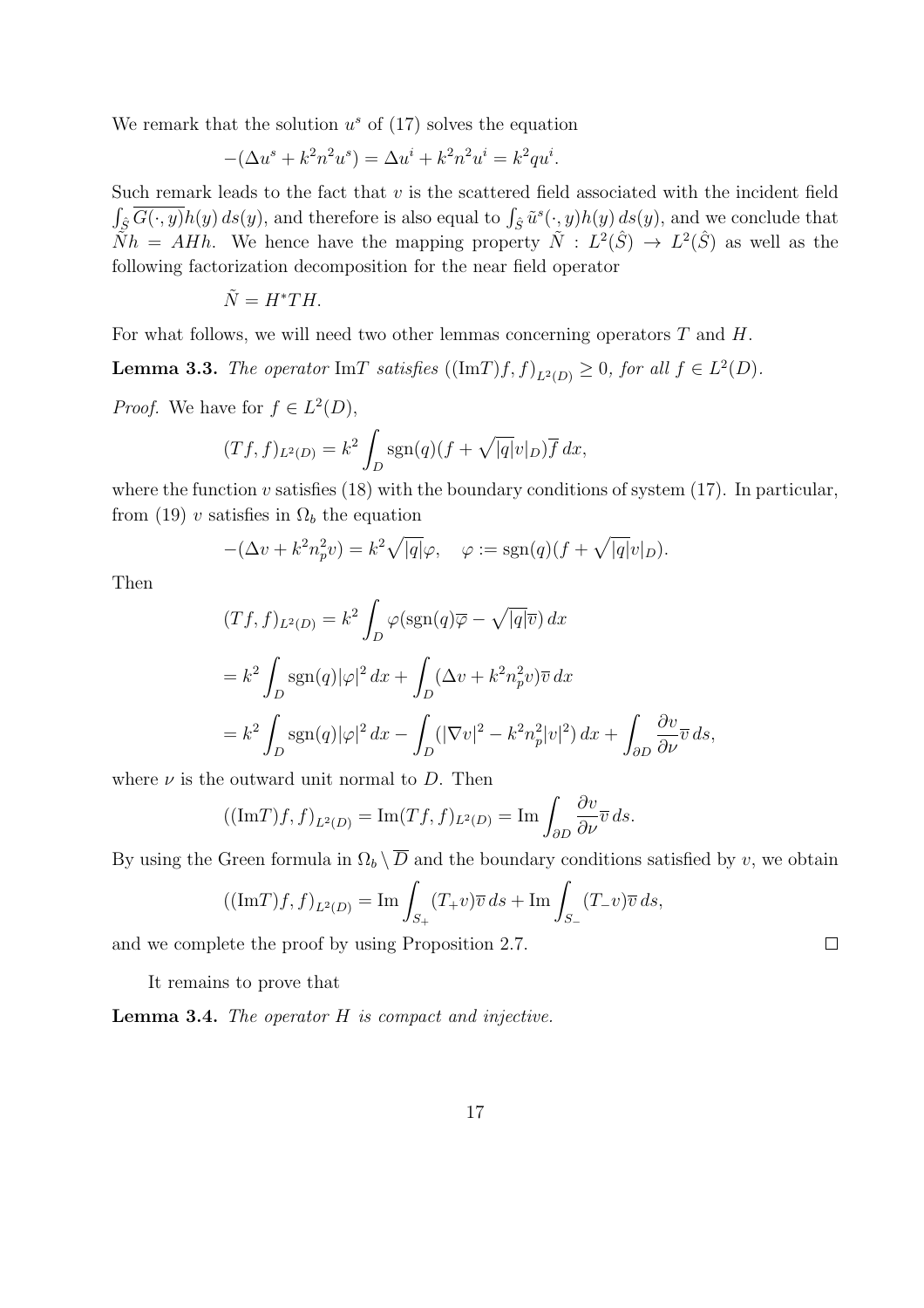We remark that the solution $u^s$ of (17) solves the equation

$$-(\Delta u^s + k^2 n^2 u^s) = \Delta u^i + k^2 n^2 u^i = k^2 q u^i.$$

Such remark leads to the fact that $v$ is the scattered field associated with the incident field $\int_{\hat{S}} \overline{G(\cdot, y)} h(y)\, ds(y)$, and therefore is also equal to $\int_{\hat{S}} \tilde{u}^s(\cdot, y) h(y)\, ds(y)$, and we conclude that $\tilde{N}h = AHh$. We hence have the mapping property $\tilde{N} : L^2(\hat{S}) \to L^2(\hat{S})$ as well as the following factorization decomposition for the near field operator

$$\tilde{N} = H^* T H.$$

For what follows, we will need two other lemmas concerning operators $T$ and $H$.

**Lemma 3.3.** *The operator* $\mathrm{Im}T$ *satisfies* $((\mathrm{Im}T)f, f)_{L^2(D)} \geq 0$, *for all* $f \in L^2(D)$.

*Proof.* We have for $f \in L^2(D)$,

$$(Tf, f)_{L^2(D)} = k^2 \int_D \mathrm{sgn}(q)(f + \sqrt{|q|} v|_D) \overline{f}\, dx,$$

where the function $v$ satisfies (18) with the boundary conditions of system (17). In particular, from (19) $v$ satisfies in $\Omega_b$ the equation

$$-(\Delta v + k^2 n_p^2 v) = k^2 \sqrt{|q|} \varphi, \quad \varphi := \mathrm{sgn}(q)(f + \sqrt{|q|} v|_D).$$

Then

$$\begin{aligned}
(Tf, f)_{L^2(D)} &= k^2 \int_D \varphi (\mathrm{sgn}(q) \overline{\varphi} - \sqrt{|q|} \overline{v})\, dx \\
&= k^2 \int_D \mathrm{sgn}(q) |\varphi|^2\, dx + \int_D (\Delta v + k^2 n_p^2 v) \overline{v}\, dx \\
&= k^2 \int_D \mathrm{sgn}(q) |\varphi|^2\, dx - \int_D (|\nabla v|^2 - k^2 n_p^2 |v|^2)\, dx + \int_{\partial D} \frac{\partial v}{\partial \nu} \overline{v}\, ds,
\end{aligned}$$

where $\nu$ is the outward unit normal to $D$. Then

$$((\mathrm{Im}T)f, f)_{L^2(D)} = \mathrm{Im}(Tf, f)_{L^2(D)} = \mathrm{Im} \int_{\partial D} \frac{\partial v}{\partial \nu} \overline{v}\, ds.$$

By using the Green formula in $\Omega_b \setminus \overline{D}$ and the boundary conditions satisfied by $v$, we obtain

$$((\mathrm{Im}T)f, f)_{L^2(D)} = \mathrm{Im} \int_{S_+} (T_+ v) \overline{v}\, ds + \mathrm{Im} \int_{S_-} (T_- v) \overline{v}\, ds,$$

and we complete the proof by using Proposition 2.7. $\square$

It remains to prove that

**Lemma 3.4.** *The operator* $H$ *is compact and injective.*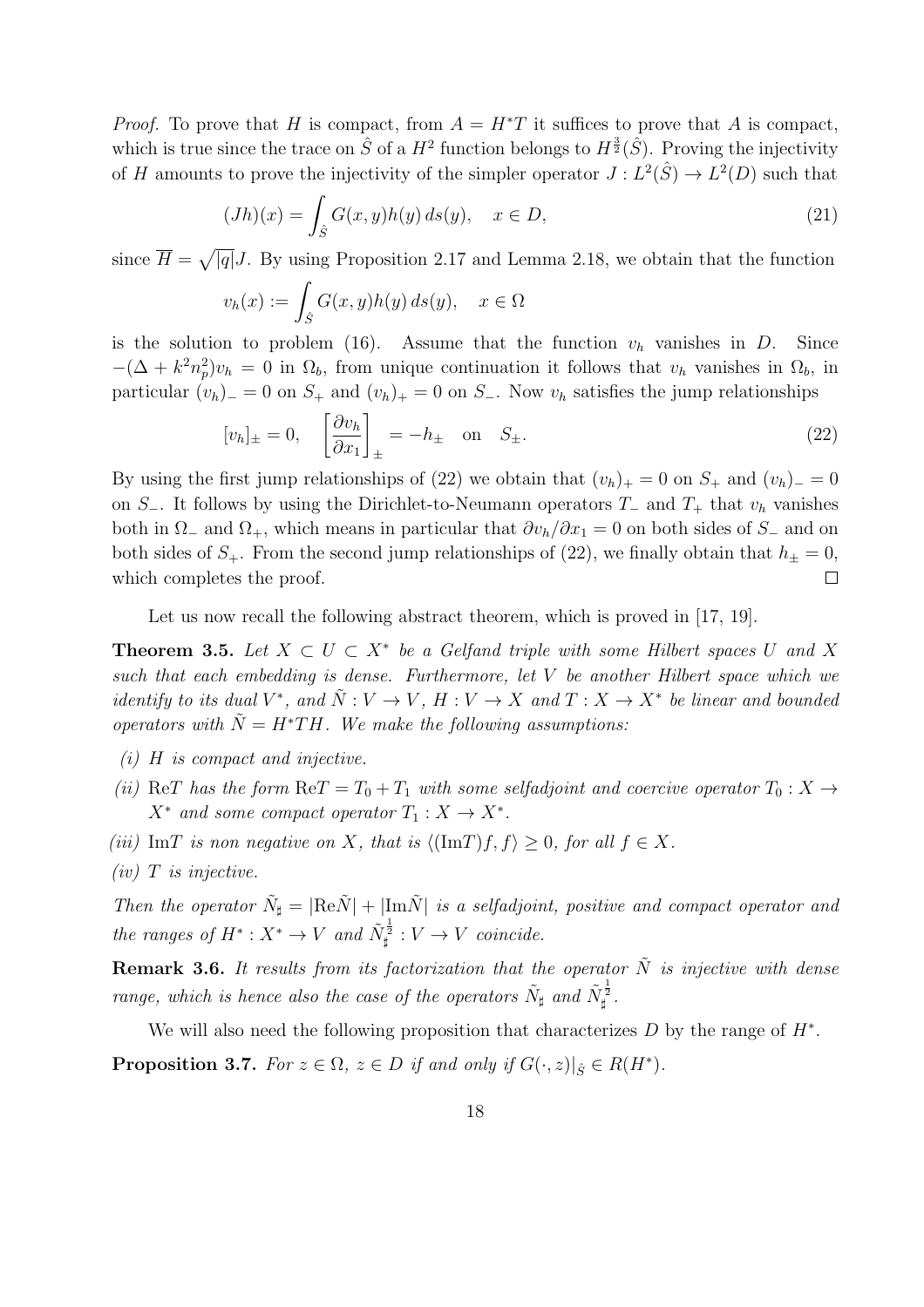*Proof.* To prove that $H$ is compact, from $A = H^*T$ it suffices to prove that $A$ is compact, which is true since the trace on $\hat{S}$ of a $H^2$ function belongs to $H^{\frac{3}{2}}(\hat{S})$. Proving the injectivity of $H$ amounts to prove the injectivity of the simpler operator $J : L^2(\hat{S}) \to L^2(D)$ such that

$$(Jh)(x) = \int_{\hat{S}} G(x,y)h(y)\,ds(y), \quad x \in D, \tag{21}$$

since $\overline{H} = \sqrt{|q|}J$. By using Proposition 2.17 and Lemma 2.18, we obtain that the function

$$v_h(x) := \int_{\hat{S}} G(x,y)h(y)\,ds(y), \quad x \in \Omega$$

is the solution to problem (16). Assume that the function $v_h$ vanishes in $D$. Since $-(\Delta + k^2 n_p^2)v_h = 0$ in $\Omega_b$, from unique continuation it follows that $v_h$ vanishes in $\Omega_b$, in particular $(v_h)_- = 0$ on $S_+$ and $(v_h)_+ = 0$ on $S_-$. Now $v_h$ satisfies the jump relationships

$$[v_h]_\pm = 0, \quad \left[\frac{\partial v_h}{\partial x_1}\right]_\pm = -h_\pm \quad \text{on} \quad S_\pm. \tag{22}$$

By using the first jump relationships of (22) we obtain that $(v_h)_+ = 0$ on $S_+$ and $(v_h)_- = 0$ on $S_-$. It follows by using the Dirichlet-to-Neumann operators $T_-$ and $T_+$ that $v_h$ vanishes both in $\Omega_-$ and $\Omega_+$, which means in particular that $\partial v_h/\partial x_1 = 0$ on both sides of $S_-$ and on both sides of $S_+$. From the second jump relationships of (22), we finally obtain that $h_\pm = 0$, which completes the proof. □

Let us now recall the following abstract theorem, which is proved in [17, 19].

**Theorem 3.5.** *Let $X \subset U \subset X^*$ be a Gelfand triple with some Hilbert spaces $U$ and $X$ such that each embedding is dense. Furthermore, let $V$ be another Hilbert space which we identify to its dual $V^*$, and $\tilde{N} : V \to V$, $H : V \to X$ and $T : X \to X^*$ be linear and bounded operators with $\tilde{N} = H^*TH$. We make the following assumptions:*

*(i) $H$ is compact and injective.*

*(ii) $\mathrm{Re}T$ has the form $\mathrm{Re}T = T_0 + T_1$ with some selfadjoint and coercive operator $T_0 : X \to X^*$ and some compact operator $T_1 : X \to X^*$.*

*(iii) $\mathrm{Im}T$ is non negative on $X$, that is $\langle(\mathrm{Im}T)f, f\rangle \geq 0$, for all $f \in X$.*

*(iv) $T$ is injective.*

*Then the operator $\tilde{N}_\sharp = |\mathrm{Re}\tilde{N}| + |\mathrm{Im}\tilde{N}|$ is a selfadjoint, positive and compact operator and the ranges of $H^* : X^* \to V$ and $\tilde{N}_\sharp^{\frac{1}{2}} : V \to V$ coincide.*

**Remark 3.6.** *It results from its factorization that the operator $\tilde{N}$ is injective with dense range, which is hence also the case of the operators $\tilde{N}_\sharp$ and $\tilde{N}_\sharp^{\frac{1}{2}}$.*

We will also need the following proposition that characterizes $D$ by the range of $H^*$.

**Proposition 3.7.** *For $z \in \Omega$, $z \in D$ if and only if $G(\cdot, z)|_{\hat{S}} \in R(H^*)$.*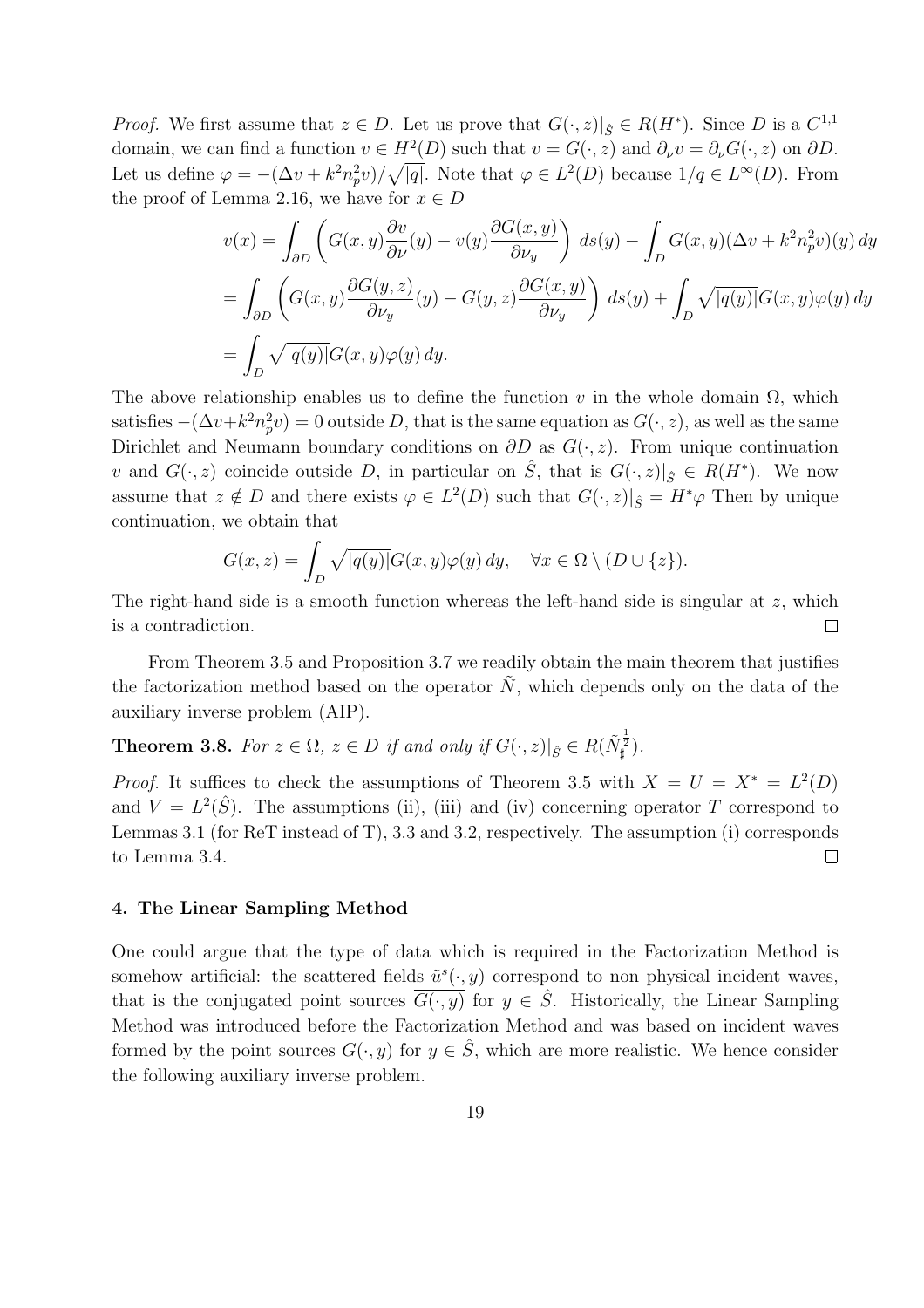*Proof.* We first assume that $z \in D$. Let us prove that $G(\cdot, z)|_{\hat{S}} \in R(H^*)$. Since $D$ is a $C^{1,1}$ domain, we can find a function $v \in H^2(D)$ such that $v = G(\cdot, z)$ and $\partial_\nu v = \partial_\nu G(\cdot, z)$ on $\partial D$. Let us define $\varphi = -(\Delta v + k^2 n_p^2 v)/\sqrt{|q|}$. Note that $\varphi \in L^2(D)$ because $1/q \in L^\infty(D)$. From the proof of Lemma 2.16, we have for $x \in D$

$$
\begin{aligned}
v(x) &= \int_{\partial D} \left( G(x,y) \frac{\partial v}{\partial \nu}(y) - v(y) \frac{\partial G(x,y)}{\partial \nu_y} \right) ds(y) - \int_D G(x,y)(\Delta v + k^2 n_p^2 v)(y)\, dy \\
&= \int_{\partial D} \left( G(x,y) \frac{\partial G(y,z)}{\partial \nu_y}(y) - G(y,z) \frac{\partial G(x,y)}{\partial \nu_y} \right) ds(y) + \int_D \sqrt{|q(y)|} G(x,y) \varphi(y)\, dy \\
&= \int_D \sqrt{|q(y)|} G(x,y) \varphi(y)\, dy.
\end{aligned}
$$

The above relationship enables us to define the function $v$ in the whole domain $\Omega$, which satisfies $-(\Delta v + k^2 n_p^2 v) = 0$ outside $D$, that is the same equation as $G(\cdot, z)$, as well as the same Dirichlet and Neumann boundary conditions on $\partial D$ as $G(\cdot, z)$. From unique continuation $v$ and $G(\cdot, z)$ coincide outside $D$, in particular on $\hat{S}$, that is $G(\cdot, z)|_{\hat{S}} \in R(H^*)$. We now assume that $z \notin D$ and there exists $\varphi \in L^2(D)$ such that $G(\cdot, z)|_{\hat{S}} = H^* \varphi$ Then by unique continuation, we obtain that

$$
G(x,z) = \int_D \sqrt{|q(y)|} G(x,y) \varphi(y)\, dy, \quad \forall x \in \Omega \setminus (D \cup \{z\}).
$$

The right-hand side is a smooth function whereas the left-hand side is singular at $z$, which is a contradiction. $\square$

From Theorem 3.5 and Proposition 3.7 we readily obtain the main theorem that justifies the factorization method based on the operator $\tilde{N}$, which depends only on the data of the auxiliary inverse problem (AIP).

**Theorem 3.8.** *For $z \in \Omega$, $z \in D$ if and only if $G(\cdot, z)|_{\hat{S}} \in R(\tilde{N}_\sharp^{\frac{1}{2}})$.*

*Proof.* It suffices to check the assumptions of Theorem 3.5 with $X = U = X^* = L^2(D)$ and $V = L^2(\hat{S})$. The assumptions (ii), (iii) and (iv) concerning operator $T$ correspond to Lemmas 3.1 (for ReT instead of T), 3.3 and 3.2, respectively. The assumption (i) corresponds to Lemma 3.4. $\square$

## 4. The Linear Sampling Method

One could argue that the type of data which is required in the Factorization Method is somehow artificial: the scattered fields $\tilde{u}^s(\cdot, y)$ correspond to non physical incident waves, that is the conjugated point sources $\overline{G(\cdot, y)}$ for $y \in \hat{S}$. Historically, the Linear Sampling Method was introduced before the Factorization Method and was based on incident waves formed by the point sources $G(\cdot, y)$ for $y \in \hat{S}$, which are more realistic. We hence consider the following auxiliary inverse problem.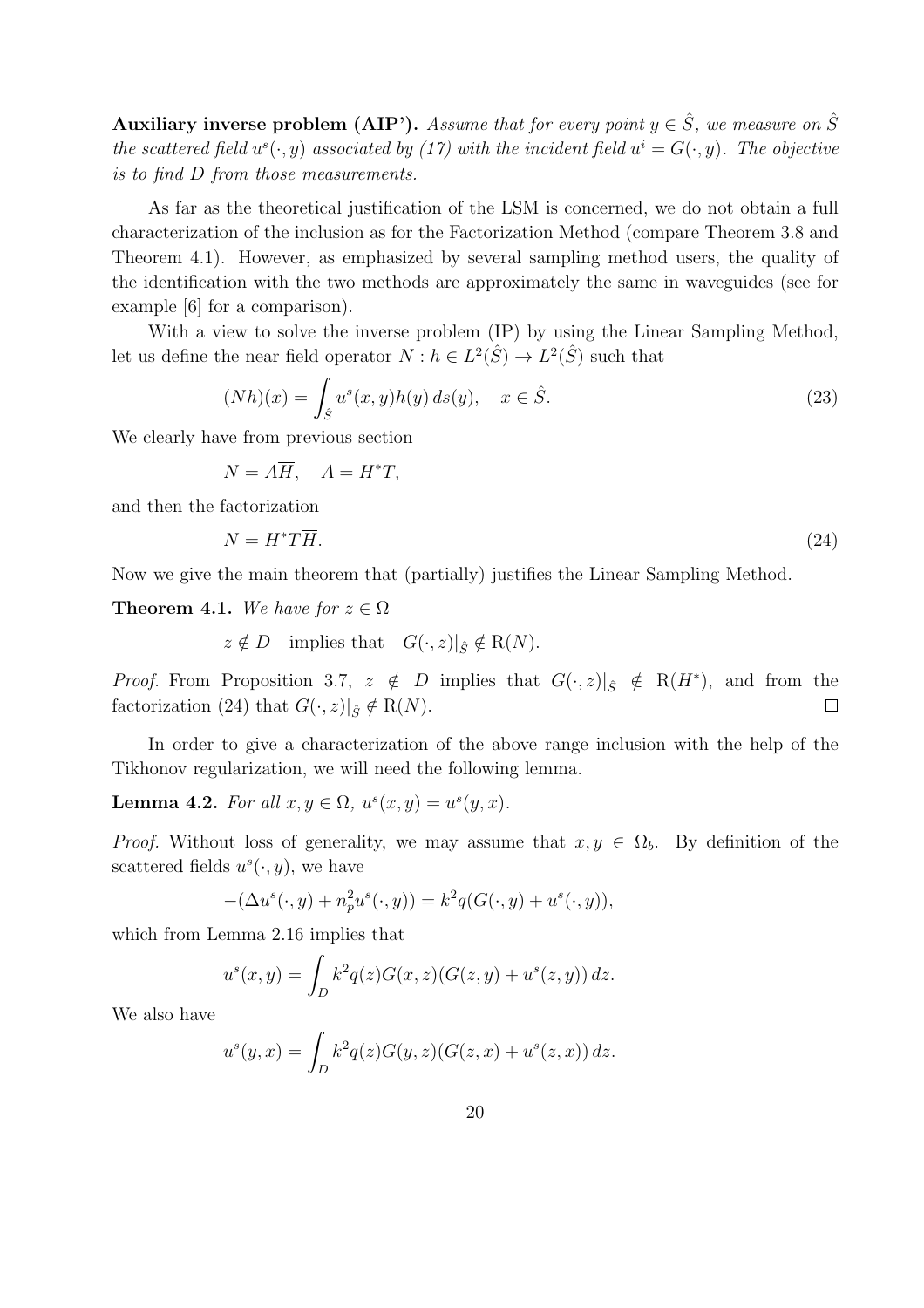**Auxiliary inverse problem (AIP').** *Assume that for every point $y \in \hat{S}$, we measure on $\hat{S}$ the scattered field $u^s(\cdot, y)$ associated by (17) with the incident field $u^i = G(\cdot, y)$. The objective is to find $D$ from those measurements.*

As far as the theoretical justification of the LSM is concerned, we do not obtain a full characterization of the inclusion as for the Factorization Method (compare Theorem 3.8 and Theorem 4.1). However, as emphasized by several sampling method users, the quality of the identification with the two methods are approximately the same in waveguides (see for example [6] for a comparison).

With a view to solve the inverse problem (IP) by using the Linear Sampling Method, let us define the near field operator $N : h \in L^2(\hat{S}) \to L^2(\hat{S})$ such that

$$(Nh)(x) = \int_{\hat{S}} u^s(x, y)h(y)\, ds(y), \quad x \in \hat{S}. \tag{23}$$

We clearly have from previous section

$$N = A\overline{H}, \quad A = H^*T,$$

and then the factorization

$$N = H^*T\overline{H}. \tag{24}$$

Now we give the main theorem that (partially) justifies the Linear Sampling Method.

**Theorem 4.1.** *We have for $z \in \Omega$*

$$z \notin D \quad \text{implies that} \quad G(\cdot, z)|_{\hat{S}} \notin \mathrm{R}(N).$$

*Proof.* From Proposition 3.7, $z \notin D$ implies that $G(\cdot, z)|_{\hat{S}} \notin \mathrm{R}(H^*)$, and from the factorization (24) that $G(\cdot, z)|_{\hat{S}} \notin \mathrm{R}(N)$. $\square$

In order to give a characterization of the above range inclusion with the help of the Tikhonov regularization, we will need the following lemma.

**Lemma 4.2.** *For all $x, y \in \Omega$, $u^s(x, y) = u^s(y, x)$.*

*Proof.* Without loss of generality, we may assume that $x, y \in \Omega_b$. By definition of the scattered fields $u^s(\cdot, y)$, we have

$$-(\Delta u^s(\cdot, y) + n_p^2 u^s(\cdot, y)) = k^2 q(G(\cdot, y) + u^s(\cdot, y)),$$

which from Lemma 2.16 implies that

$$u^s(x, y) = \int_D k^2 q(z)G(x, z)(G(z, y) + u^s(z, y))\, dz.$$

We also have

$$u^s(y, x) = \int_D k^2 q(z)G(y, z)(G(z, x) + u^s(z, x))\, dz.$$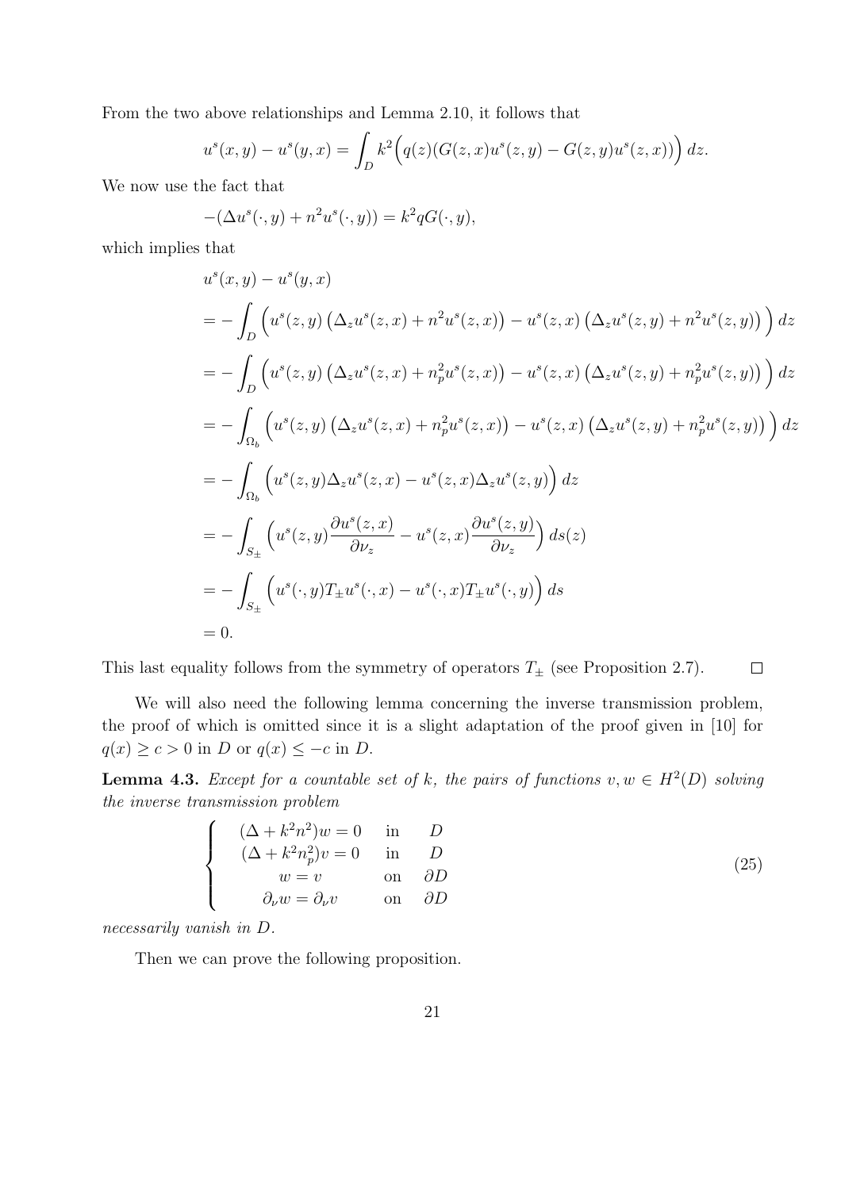From the two above relationships and Lemma 2.10, it follows that

$$u^s(x,y) - u^s(y,x) = \int_D k^2\Big(q(z)(G(z,x)u^s(z,y) - G(z,y)u^s(z,x))\Big)\,dz.$$

We now use the fact that

$$-(\Delta u^s(\cdot,y) + n^2 u^s(\cdot,y)) = k^2 q G(\cdot,y),$$

which implies that

$$\begin{aligned}
&u^s(x,y) - u^s(y,x)\\
&= -\int_D \Big(u^s(z,y)\left(\Delta_z u^s(z,x) + n^2 u^s(z,x)\right) - u^s(z,x)\left(\Delta_z u^s(z,y) + n^2 u^s(z,y)\right)\Big)\,dz\\
&= -\int_D \Big(u^s(z,y)\left(\Delta_z u^s(z,x) + n_p^2 u^s(z,x)\right) - u^s(z,x)\left(\Delta_z u^s(z,y) + n_p^2 u^s(z,y)\right)\Big)\,dz\\
&= -\int_{\Omega_b} \Big(u^s(z,y)\left(\Delta_z u^s(z,x) + n_p^2 u^s(z,x)\right) - u^s(z,x)\left(\Delta_z u^s(z,y) + n_p^2 u^s(z,y)\right)\Big)\,dz\\
&= -\int_{\Omega_b} \Big(u^s(z,y)\Delta_z u^s(z,x) - u^s(z,x)\Delta_z u^s(z,y)\Big)\,dz\\
&= -\int_{S_\pm} \Big(u^s(z,y)\frac{\partial u^s(z,x)}{\partial \nu_z} - u^s(z,x)\frac{\partial u^s(z,y)}{\partial \nu_z}\Big)\,ds(z)\\
&= -\int_{S_\pm} \Big(u^s(\cdot,y)T_\pm u^s(\cdot,x) - u^s(\cdot,x)T_\pm u^s(\cdot,y)\Big)\,ds\\
&= 0.
\end{aligned}$$

This last equality follows from the symmetry of operators $T_\pm$ (see Proposition 2.7). $\square$

We will also need the following lemma concerning the inverse transmission problem, the proof of which is omitted since it is a slight adaptation of the proof given in [10] for $q(x) \geq c > 0$ in $D$ or $q(x) \leq -c$ in $D$.

**Lemma 4.3.** *Except for a countable set of $k$, the pairs of functions $v, w \in H^2(D)$ solving the inverse transmission problem*

$$\left\{\begin{array}{ccc}
(\Delta + k^2 n^2)w = 0 & \text{in} & D\\
(\Delta + k^2 n_p^2)v = 0 & \text{in} & D\\
w = v & \text{on} & \partial D\\
\partial_\nu w = \partial_\nu v & \text{on} & \partial D
\end{array}\right. \tag{25}$$

*necessarily vanish in $D$.*

Then we can prove the following proposition.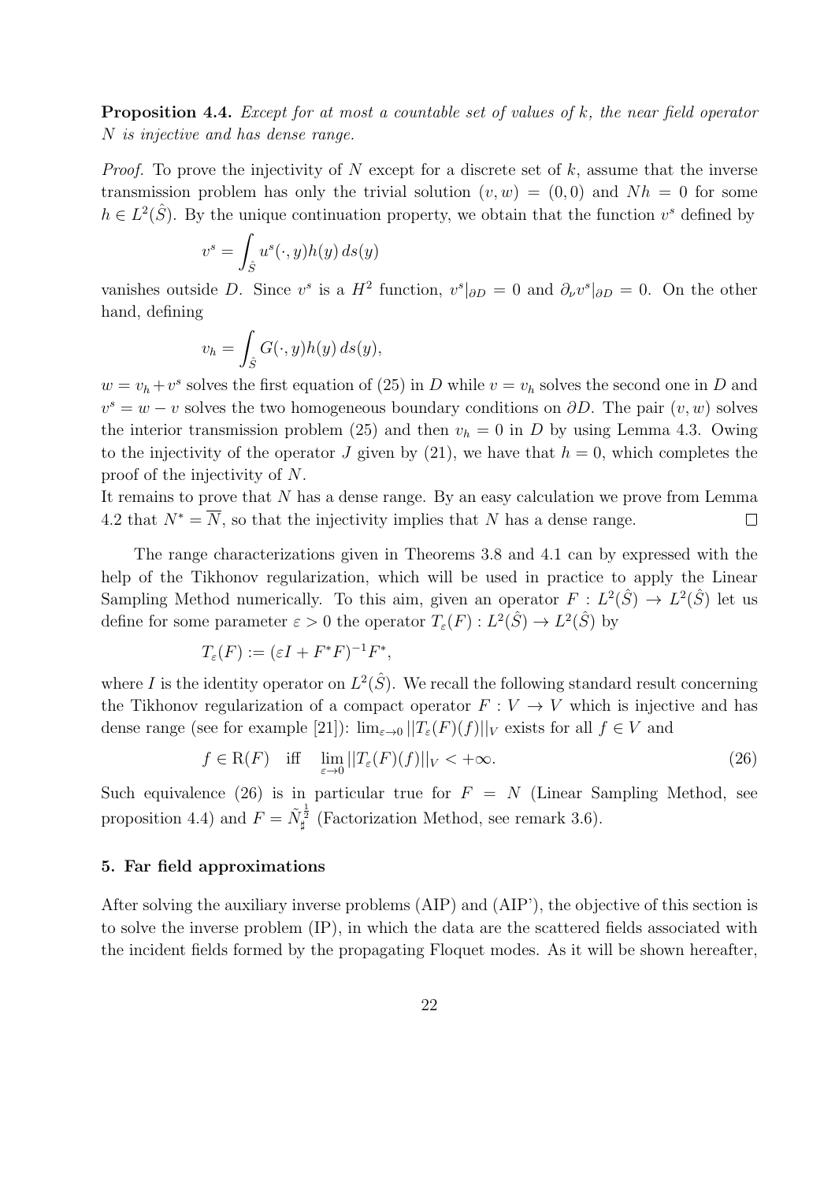**Proposition 4.4.** *Except for at most a countable set of values of $k$, the near field operator $N$ is injective and has dense range.*

*Proof.* To prove the injectivity of $N$ except for a discrete set of $k$, assume that the inverse transmission problem has only the trivial solution $(v, w) = (0, 0)$ and $Nh = 0$ for some $h \in L^2(\hat{S})$. By the unique continuation property, we obtain that the function $v^s$ defined by

$$v^s = \int_{\hat{S}} u^s(\cdot, y)h(y)\, ds(y)$$

vanishes outside $D$. Since $v^s$ is a $H^2$ function, $v^s|_{\partial D} = 0$ and $\partial_\nu v^s|_{\partial D} = 0$. On the other hand, defining

$$v_h = \int_{\hat{S}} G(\cdot, y)h(y)\, ds(y),$$

$w = v_h + v^s$ solves the first equation of (25) in $D$ while $v = v_h$ solves the second one in $D$ and $v^s = w - v$ solves the two homogeneous boundary conditions on $\partial D$. The pair $(v, w)$ solves the interior transmission problem (25) and then $v_h = 0$ in $D$ by using Lemma 4.3. Owing to the injectivity of the operator $J$ given by (21), we have that $h = 0$, which completes the proof of the injectivity of $N$.

It remains to prove that $N$ has a dense range. By an easy calculation we prove from Lemma 4.2 that $N^* = \overline{N}$, so that the injectivity implies that $N$ has a dense range. $\square$

The range characterizations given in Theorems 3.8 and 4.1 can by expressed with the help of the Tikhonov regularization, which will be used in practice to apply the Linear Sampling Method numerically. To this aim, given an operator $F : L^2(\hat{S}) \to L^2(\hat{S})$ let us define for some parameter $\varepsilon > 0$ the operator $T_\varepsilon(F) : L^2(\hat{S}) \to L^2(\hat{S})$ by

$$T_\varepsilon(F) := (\varepsilon I + F^* F)^{-1} F^*,$$

where $I$ is the identity operator on $L^2(\hat{S})$. We recall the following standard result concerning the Tikhonov regularization of a compact operator $F : V \to V$ which is injective and has dense range (see for example [21]): $\lim_{\varepsilon \to 0} ||T_\varepsilon(F)(f)||_V$ exists for all $f \in V$ and

$$f \in \mathrm{R}(F) \quad \text{iff} \quad \lim_{\varepsilon \to 0} ||T_\varepsilon(F)(f)||_V < +\infty. \tag{26}$$

Such equivalence (26) is in particular true for $F = N$ (Linear Sampling Method, see proposition 4.4) and $F = \tilde{N}_\sharp^{\frac{1}{2}}$ (Factorization Method, see remark 3.6).

## 5. Far field approximations

After solving the auxiliary inverse problems (AIP) and (AIP'), the objective of this section is to solve the inverse problem (IP), in which the data are the scattered fields associated with the incident fields formed by the propagating Floquet modes. As it will be shown hereafter,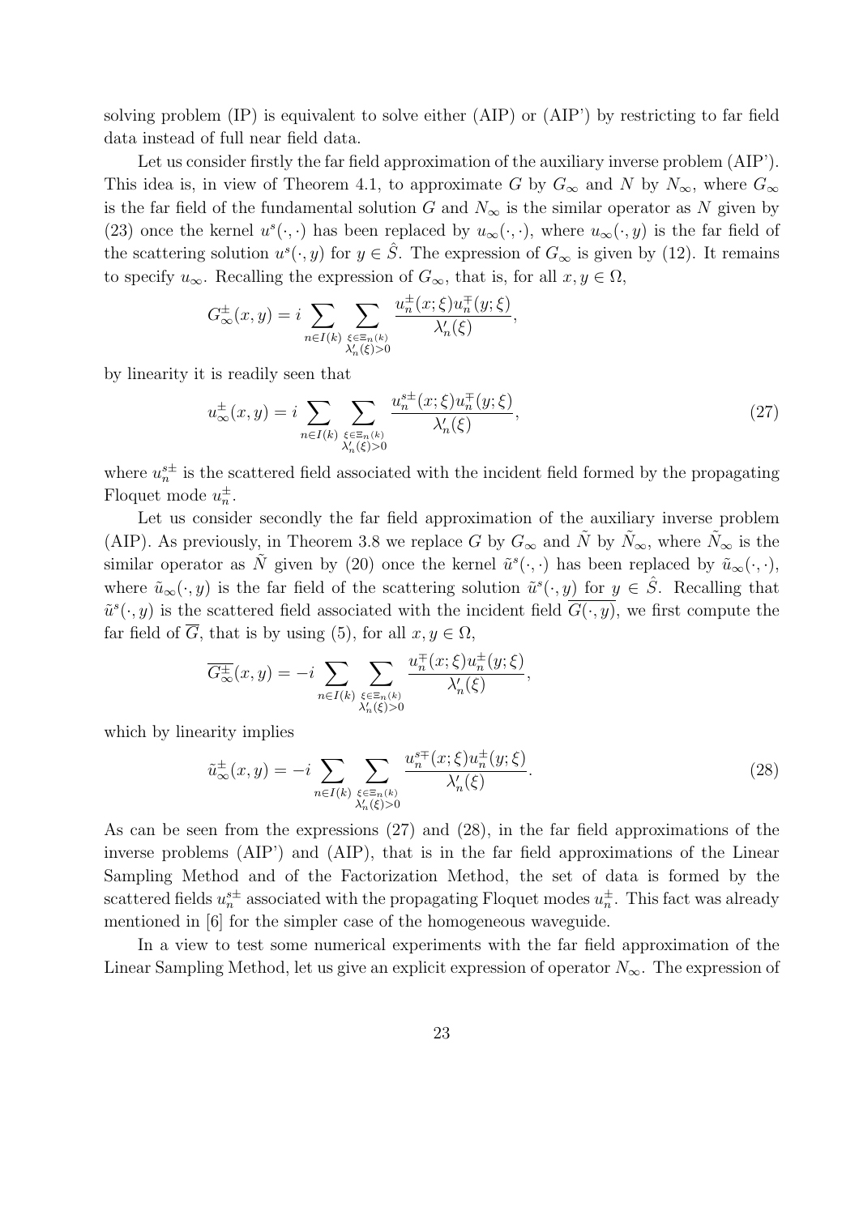solving problem (IP) is equivalent to solve either (AIP) or (AIP') by restricting to far field data instead of full near field data.

Let us consider firstly the far field approximation of the auxiliary inverse problem (AIP'). This idea is, in view of Theorem 4.1, to approximate $G$ by $G_\infty$ and $N$ by $N_\infty$, where $G_\infty$ is the far field of the fundamental solution $G$ and $N_\infty$ is the similar operator as $N$ given by (23) once the kernel $u^s(\cdot,\cdot)$ has been replaced by $u_\infty(\cdot,\cdot)$, where $u_\infty(\cdot,y)$ is the far field of the scattering solution $u^s(\cdot,y)$ for $y \in \hat{S}$. The expression of $G_\infty$ is given by (12). It remains to specify $u_\infty$. Recalling the expression of $G_\infty$, that is, for all $x, y \in \Omega$,

$$G^\pm_\infty(x,y) = i \sum_{n \in I(k)} \sum_{\substack{\xi \in \Xi_n(k) \\ \lambda'_n(\xi)>0}} \frac{u^\pm_n(x;\xi) u^\mp_n(y;\xi)}{\lambda'_n(\xi)},$$

by linearity it is readily seen that

$$u^\pm_\infty(x,y) = i \sum_{n \in I(k)} \sum_{\substack{\xi \in \Xi_n(k) \\ \lambda'_n(\xi)>0}} \frac{u^{s\pm}_n(x;\xi) u^\mp_n(y;\xi)}{\lambda'_n(\xi)}, \tag{27}$$

where $u^{s\pm}_n$ is the scattered field associated with the incident field formed by the propagating Floquet mode $u^\pm_n$.

Let us consider secondly the far field approximation of the auxiliary inverse problem (AIP). As previously, in Theorem 3.8 we replace $G$ by $G_\infty$ and $\tilde{N}$ by $\tilde{N}_\infty$, where $\tilde{N}_\infty$ is the similar operator as $\tilde{N}$ given by (20) once the kernel $\tilde{u}^s(\cdot,\cdot)$ has been replaced by $\tilde{u}_\infty(\cdot,\cdot)$, where $\tilde{u}_\infty(\cdot,y)$ is the far field of the scattering solution $\tilde{u}^s(\cdot,y)$ for $y \in \hat{S}$. Recalling that $\tilde{u}^s(\cdot,y)$ is the scattered field associated with the incident field $\overline{G(\cdot,y)}$, we first compute the far field of $\overline{G}$, that is by using (5), for all $x, y \in \Omega$,

$$\overline{G^\pm_\infty}(x,y) = -i \sum_{n \in I(k)} \sum_{\substack{\xi \in \Xi_n(k) \\ \lambda'_n(\xi)>0}} \frac{u^\mp_n(x;\xi) u^\pm_n(y;\xi)}{\lambda'_n(\xi)},$$

which by linearity implies

$$\tilde{u}^\pm_\infty(x,y) = -i \sum_{n \in I(k)} \sum_{\substack{\xi \in \Xi_n(k) \\ \lambda'_n(\xi)>0}} \frac{u^{s\mp}_n(x;\xi) u^\pm_n(y;\xi)}{\lambda'_n(\xi)}. \tag{28}$$

As can be seen from the expressions (27) and (28), in the far field approximations of the inverse problems (AIP') and (AIP), that is in the far field approximations of the Linear Sampling Method and of the Factorization Method, the set of data is formed by the scattered fields $u^{s\pm}_n$ associated with the propagating Floquet modes $u^\pm_n$. This fact was already mentioned in [6] for the simpler case of the homogeneous waveguide.

In a view to test some numerical experiments with the far field approximation of the Linear Sampling Method, let us give an explicit expression of operator $N_\infty$. The expression of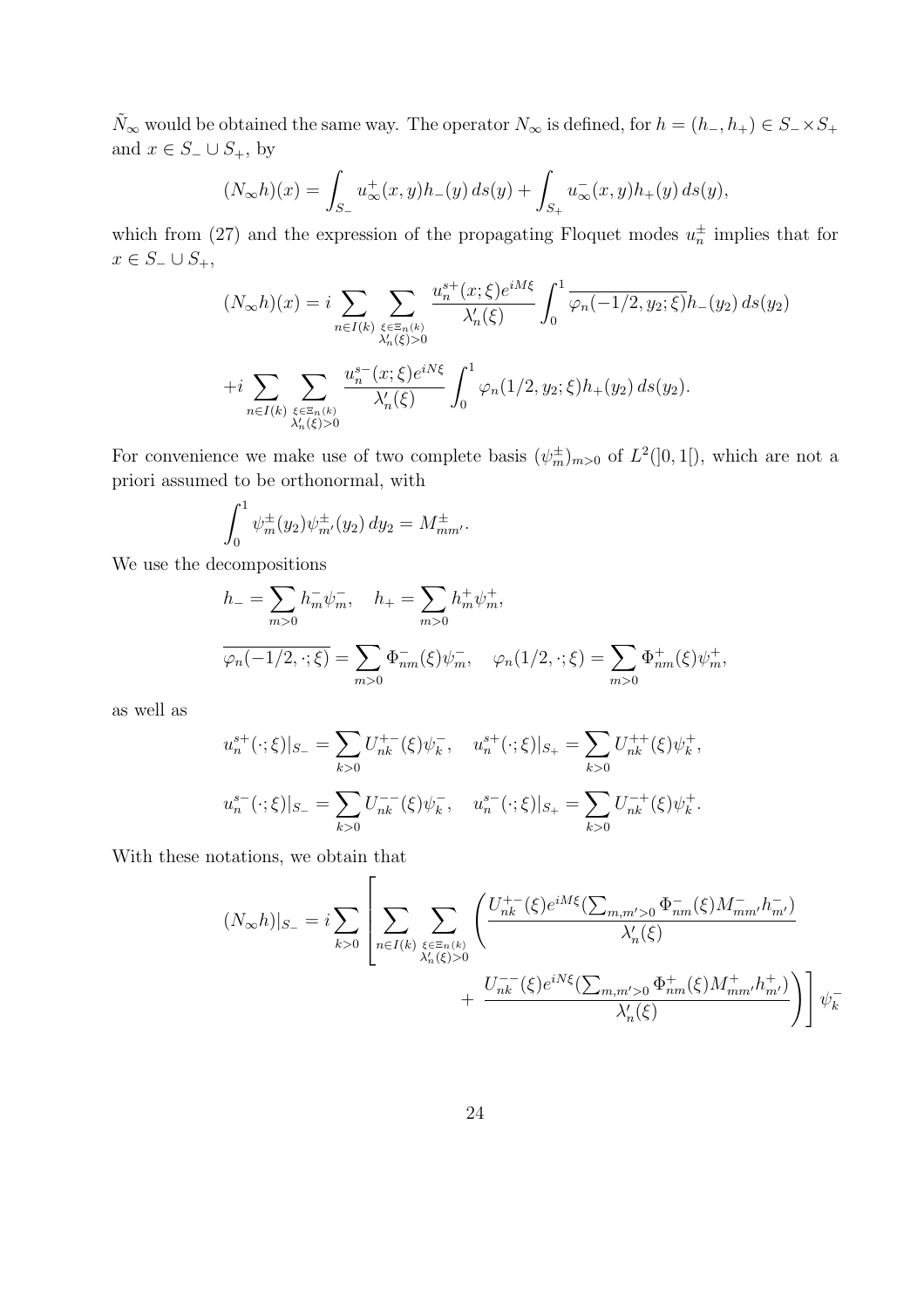$\tilde{N}_\infty$ would be obtained the same way. The operator $N_\infty$ is defined, for $h = (h_-, h_+) \in S_- \times S_+$ and $x \in S_- \cup S_+$, by

$$(N_\infty h)(x) = \int_{S_-} u^+_\infty(x,y) h_-(y)\, ds(y) + \int_{S_+} u^-_\infty(x,y) h_+(y)\, ds(y),$$

which from (27) and the expression of the propagating Floquet modes $u^\pm_n$ implies that for $x \in S_- \cup S_+$,

$$(N_\infty h)(x) = i \sum_{n\in I(k)} \sum_{\substack{\xi\in\Xi_n(k)\\ \lambda'_n(\xi)>0}} \frac{u^{s+}_n(x;\xi) e^{iM\xi}}{\lambda'_n(\xi)} \int_0^1 \overline{\varphi_n(-1/2,y_2;\xi)} h_-(y_2)\, ds(y_2)$$

$$+ i \sum_{n\in I(k)} \sum_{\substack{\xi\in\Xi_n(k)\\ \lambda'_n(\xi)>0}} \frac{u^{s-}_n(x;\xi) e^{iN\xi}}{\lambda'_n(\xi)} \int_0^1 \varphi_n(1/2,y_2;\xi) h_+(y_2)\, ds(y_2).$$

For convenience we make use of two complete basis $(\psi^\pm_m)_{m>0}$ of $L^2(]0,1[)$, which are not a priori assumed to be orthonormal, with

$$\int_0^1 \psi^\pm_m(y_2)\psi^\pm_{m'}(y_2)\, dy_2 = M^\pm_{mm'}.$$

We use the decompositions

$$h_- = \sum_{m>0} h^-_m \psi^-_m, \quad h_+ = \sum_{m>0} h^+_m \psi^+_m,$$

$$\overline{\varphi_n(-1/2,\cdot;\xi)} = \sum_{m>0} \Phi^-_{nm}(\xi)\psi^-_m, \quad \varphi_n(1/2,\cdot;\xi) = \sum_{m>0} \Phi^+_{nm}(\xi)\psi^+_m,$$

as well as

$$u^{s+}_n(\cdot;\xi)|_{S_-} = \sum_{k>0} U^{+-}_{nk}(\xi)\psi^-_k, \quad u^{s+}_n(\cdot;\xi)|_{S_+} = \sum_{k>0} U^{++}_{nk}(\xi)\psi^+_k,$$

$$u^{s-}_n(\cdot;\xi)|_{S_-} = \sum_{k>0} U^{--}_{nk}(\xi)\psi^-_k, \quad u^{s-}_n(\cdot;\xi)|_{S_+} = \sum_{k>0} U^{-+}_{nk}(\xi)\psi^+_k.$$

With these notations, we obtain that

$$(N_\infty h)|_{S_-} = i \sum_{k>0} \left[ \sum_{n\in I(k)} \sum_{\substack{\xi\in\Xi_n(k)\\ \lambda'_n(\xi)>0}} \left( \frac{U^{+-}_{nk}(\xi) e^{iM\xi} (\sum_{m,m'>0} \Phi^-_{nm}(\xi) M^-_{mm'} h^-_{m'})}{\lambda'_n(\xi)} + \frac{U^{--}_{nk}(\xi) e^{iN\xi} (\sum_{m,m'>0} \Phi^+_{nm}(\xi) M^+_{mm'} h^+_{m'})}{\lambda'_n(\xi)} \right) \right] \psi^-_k$$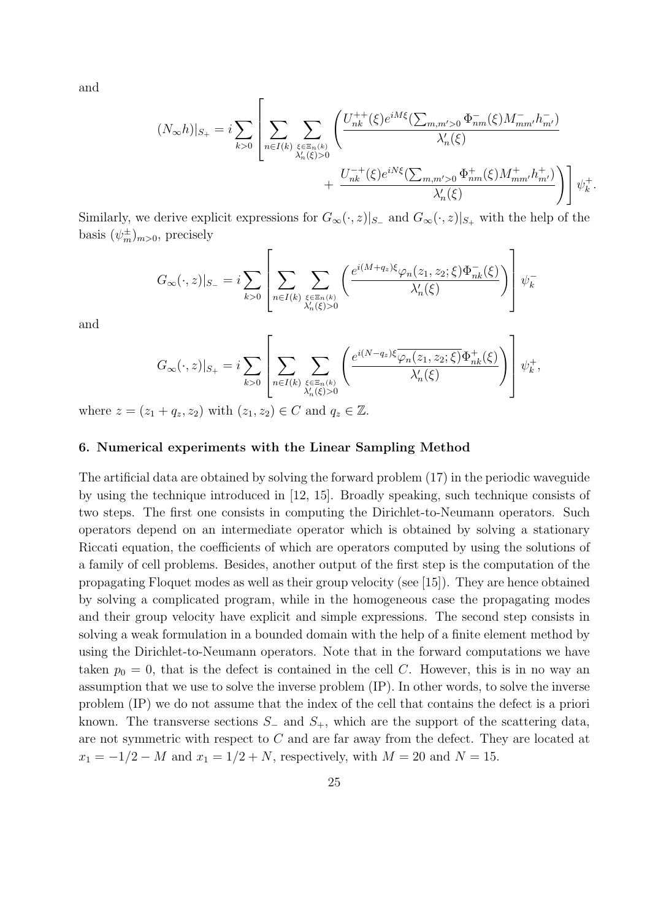and

$$
(N_\infty h)|_{S_+} = i \sum_{k>0} \left[ \sum_{n \in I(k)} \sum_{\substack{\xi \in \Xi_n(k) \\ \lambda_n'(\xi)>0}} \left( \frac{U_{nk}^{++}(\xi) e^{iM\xi} (\sum_{m,m'>0} \Phi_{nm}^-(\xi) M_{mm'}^- h_{m'}^-)}{\lambda_n'(\xi)} \right. \right. \\
\left. \left. + \frac{U_{nk}^{-+}(\xi) e^{iN\xi} (\sum_{m,m'>0} \Phi_{nm}^+(\xi) M_{mm'}^+ h_{m'}^+)}{\lambda_n'(\xi)} \right) \right] \psi_k^+.
$$

Similarly, we derive explicit expressions for $G_\infty(\cdot, z)|_{S_-}$ and $G_\infty(\cdot, z)|_{S_+}$ with the help of the basis $(\psi_m^\pm)_{m>0}$, precisely

$$
G_\infty(\cdot, z)|_{S_-} = i \sum_{k>0} \left[ \sum_{n \in I(k)} \sum_{\substack{\xi \in \Xi_n(k) \\ \lambda_n'(\xi)>0}} \left( \frac{e^{i(M+q_z)\xi} \varphi_n(z_1, z_2; \xi) \Phi_{nk}^-(\xi)}{\lambda_n'(\xi)} \right) \right] \psi_k^-
$$

and

$$
G_\infty(\cdot, z)|_{S_+} = i \sum_{k>0} \left[ \sum_{n \in I(k)} \sum_{\substack{\xi \in \Xi_n(k) \\ \lambda_n'(\xi)>0}} \left( \frac{e^{i(N-q_z)\xi} \overline{\varphi_n(z_1, z_2; \xi)} \Phi_{nk}^+(\xi)}{\lambda_n'(\xi)} \right) \right] \psi_k^+,
$$

where $z = (z_1 + q_z, z_2)$ with $(z_1, z_2) \in C$ and $q_z \in \mathbb{Z}$.

## 6. Numerical experiments with the Linear Sampling Method

The artificial data are obtained by solving the forward problem (17) in the periodic waveguide by using the technique introduced in [12, 15]. Broadly speaking, such technique consists of two steps. The first one consists in computing the Dirichlet-to-Neumann operators. Such operators depend on an intermediate operator which is obtained by solving a stationary Riccati equation, the coefficients of which are operators computed by using the solutions of a family of cell problems. Besides, another output of the first step is the computation of the propagating Floquet modes as well as their group velocity (see [15]). They are hence obtained by solving a complicated program, while in the homogeneous case the propagating modes and their group velocity have explicit and simple expressions. The second step consists in solving a weak formulation in a bounded domain with the help of a finite element method by using the Dirichlet-to-Neumann operators. Note that in the forward computations we have taken $p_0 = 0$, that is the defect is contained in the cell $C$. However, this is in no way an assumption that we use to solve the inverse problem (IP). In other words, to solve the inverse problem (IP) we do not assume that the index of the cell that contains the defect is a priori known. The transverse sections $S_-$ and $S_+$, which are the support of the scattering data, are not symmetric with respect to $C$ and are far away from the defect. They are located at $x_1 = -1/2 - M$ and $x_1 = 1/2 + N$, respectively, with $M = 20$ and $N = 15$.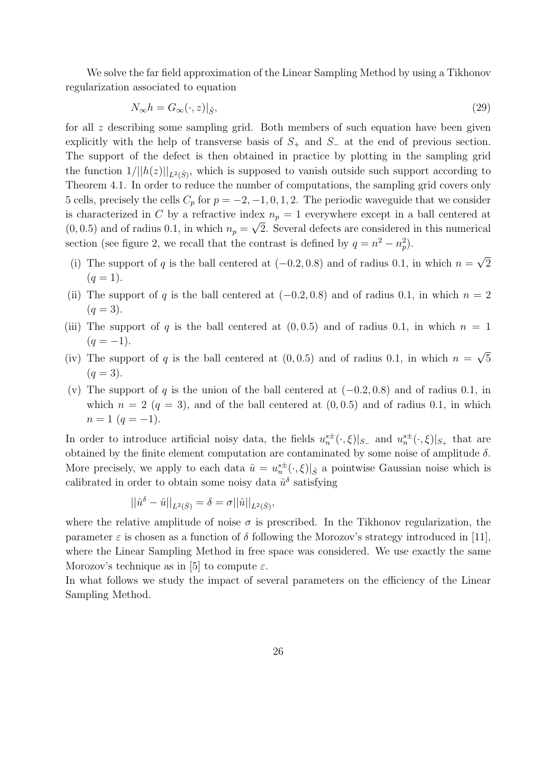We solve the far field approximation of the Linear Sampling Method by using a Tikhonov regularization associated to equation

$$N_\infty h = G_\infty(\cdot, z)|_{\hat{S}}, \tag{29}$$

for all $z$ describing some sampling grid. Both members of such equation have been given explicitly with the help of transverse basis of $S_+$ and $S_-$ at the end of previous section. The support of the defect is then obtained in practice by plotting in the sampling grid the function $1/||h(z)||_{L^2(\hat{S})}$, which is supposed to vanish outside such support according to Theorem 4.1. In order to reduce the number of computations, the sampling grid covers only 5 cells, precisely the cells $C_p$ for $p = -2, -1, 0, 1, 2$. The periodic waveguide that we consider is characterized in $C$ by a refractive index $n_p = 1$ everywhere except in a ball centered at $(0, 0.5)$ and of radius 0.1, in which $n_p = \sqrt{2}$. Several defects are considered in this numerical section (see figure 2, we recall that the contrast is defined by $q = n^2 - n_p^2$).

- (i) The support of $q$ is the ball centered at $(-0.2, 0.8)$ and of radius 0.1, in which $n = \sqrt{2}$ ($q = 1$).
- (ii) The support of $q$ is the ball centered at $(-0.2, 0.8)$ and of radius 0.1, in which $n = 2$ ($q = 3$).
- (iii) The support of $q$ is the ball centered at $(0, 0.5)$ and of radius 0.1, in which $n = 1$ ($q = -1$).
- (iv) The support of $q$ is the ball centered at $(0, 0.5)$ and of radius 0.1, in which $n = \sqrt{5}$ ($q = 3$).
- (v) The support of $q$ is the union of the ball centered at $(-0.2, 0.8)$ and of radius 0.1, in which $n = 2$ ($q = 3$), and of the ball centered at $(0, 0.5)$ and of radius 0.1, in which $n = 1$ ($q = -1$).

In order to introduce artificial noisy data, the fields $u_n^{s\pm}(\cdot, \xi)|_{S_-}$ and $u_n^{s\pm}(\cdot, \xi)|_{S_+}$ that are obtained by the finite element computation are contaminated by some noise of amplitude $\delta$. More precisely, we apply to each data $\hat{u} = u_n^{s\pm}(\cdot, \xi)|_{\hat{S}}$ a pointwise Gaussian noise which is calibrated in order to obtain some noisy data $\hat{u}^\delta$ satisfying

$$||\hat{u}^\delta - \hat{u}||_{L^2(\hat{S})} = \delta = \sigma ||\hat{u}||_{L^2(\hat{S})},$$

where the relative amplitude of noise $\sigma$ is prescribed. In the Tikhonov regularization, the parameter $\varepsilon$ is chosen as a function of $\delta$ following the Morozov's strategy introduced in [11], where the Linear Sampling Method in free space was considered. We use exactly the same Morozov's technique as in [5] to compute $\varepsilon$.

In what follows we study the impact of several parameters on the efficiency of the Linear Sampling Method.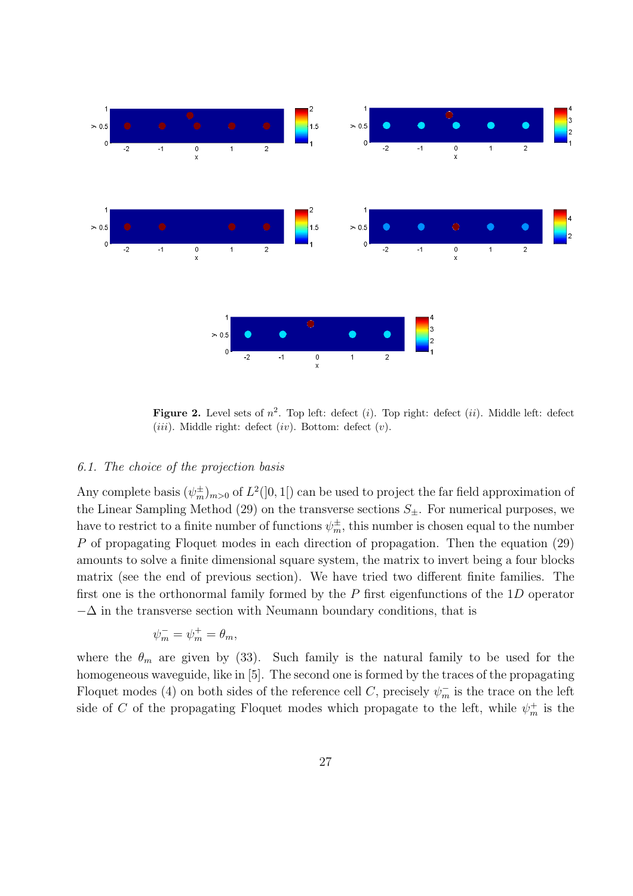**Figure 2.** Level sets of $n^2$. Top left: defect $(i)$. Top right: defect $(ii)$. Middle left: defect $(iii)$. Middle right: defect $(iv)$. Bottom: defect $(v)$.

### 6.1. The choice of the projection basis

Any complete basis $(\psi_m^\pm)_{m>0}$ of $L^2(]0,1[)$ can be used to project the far field approximation of the Linear Sampling Method (29) on the transverse sections $S_\pm$. For numerical purposes, we have to restrict to a finite number of functions $\psi_m^\pm$, this number is chosen equal to the number $P$ of propagating Floquet modes in each direction of propagation. Then the equation (29) amounts to solve a finite dimensional square system, the matrix to invert being a four blocks matrix (see the end of previous section). We have tried two different finite families. The first one is the orthonormal family formed by the $P$ first eigenfunctions of the $1D$ operator $-\Delta$ in the transverse section with Neumann boundary conditions, that is

$$\psi_m^- = \psi_m^+ = \theta_m,$$

where the $\theta_m$ are given by (33). Such family is the natural family to be used for the homogeneous waveguide, like in [5]. The second one is formed by the traces of the propagating Floquet modes (4) on both sides of the reference cell $C$, precisely $\psi_m^-$ is the trace on the left side of $C$ of the propagating Floquet modes which propagate to the left, while $\psi_m^+$ is the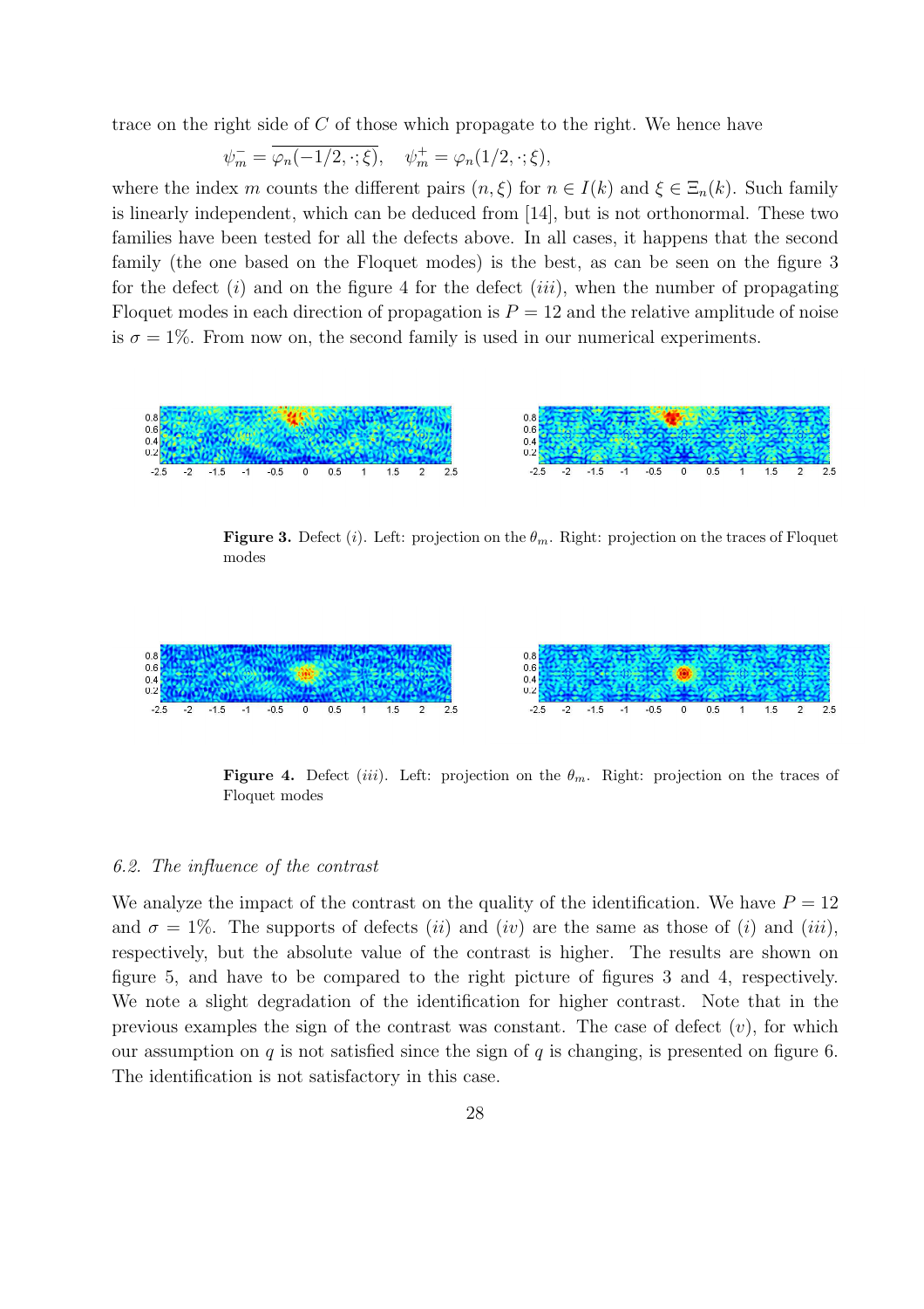trace on the right side of $C$ of those which propagate to the right. We hence have

$$\psi_m^- = \overline{\varphi_n(-1/2,\cdot;\xi)}, \quad \psi_m^+ = \varphi_n(1/2,\cdot;\xi),$$

where the index $m$ counts the different pairs $(n,\xi)$ for $n \in I(k)$ and $\xi \in \Xi_n(k)$. Such family is linearly independent, which can be deduced from [14], but is not orthonormal. These two families have been tested for all the defects above. In all cases, it happens that the second family (the one based on the Floquet modes) is the best, as can be seen on the figure 3 for the defect $(i)$ and on the figure 4 for the defect $(iii)$, when the number of propagating Floquet modes in each direction of propagation is $P = 12$ and the relative amplitude of noise is $\sigma = 1\%$. From now on, the second family is used in our numerical experiments.

**Figure 3.** Defect $(i)$. Left: projection on the $\theta_m$. Right: projection on the traces of Floquet modes

**Figure 4.** Defect $(iii)$. Left: projection on the $\theta_m$. Right: projection on the traces of Floquet modes

### 6.2. The influence of the contrast

We analyze the impact of the contrast on the quality of the identification. We have $P = 12$ and $\sigma = 1\%$. The supports of defects $(ii)$ and $(iv)$ are the same as those of $(i)$ and $(iii)$, respectively, but the absolute value of the contrast is higher. The results are shown on figure 5, and have to be compared to the right picture of figures 3 and 4, respectively. We note a slight degradation of the identification for higher contrast. Note that in the previous examples the sign of the contrast was constant. The case of defect $(v)$, for which our assumption on $q$ is not satisfied since the sign of $q$ is changing, is presented on figure 6. The identification is not satisfactory in this case.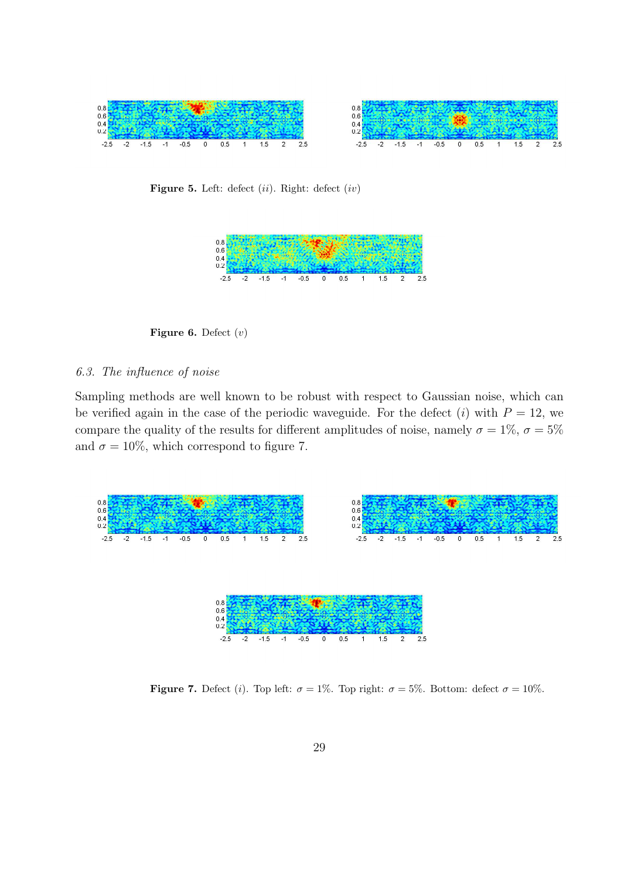**Figure 5.** Left: defect (*ii*). Right: defect (*iv*)

**Figure 6.** Defect (*v*)

*6.3. The influence of noise*

Sampling methods are well known to be robust with respect to Gaussian noise, which can be verified again in the case of the periodic waveguide. For the defect (*i*) with $P = 12$, we compare the quality of the results for different amplitudes of noise, namely $\sigma = 1\%$, $\sigma = 5\%$ and $\sigma = 10\%$, which correspond to figure 7.

**Figure 7.** Defect (*i*). Top left: $\sigma = 1\%$. Top right: $\sigma = 5\%$. Bottom: defect $\sigma = 10\%$.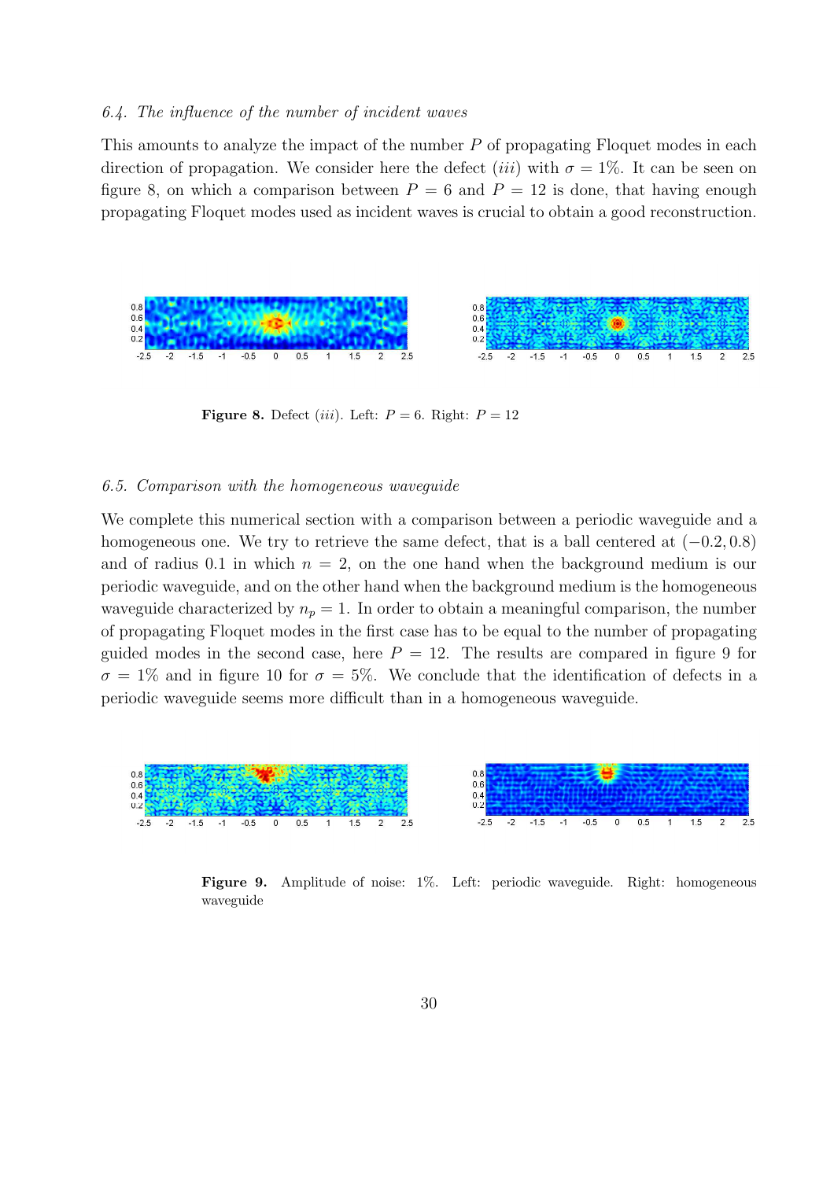### 6.4. The influence of the number of incident waves

This amounts to analyze the impact of the number $P$ of propagating Floquet modes in each direction of propagation. We consider here the defect $(iii)$ with $\sigma = 1\%$. It can be seen on figure 8, on which a comparison between $P = 6$ and $P = 12$ is done, that having enough propagating Floquet modes used as incident waves is crucial to obtain a good reconstruction.

**Figure 8.** Defect $(iii)$. Left: $P = 6$. Right: $P = 12$

### 6.5. Comparison with the homogeneous waveguide

We complete this numerical section with a comparison between a periodic waveguide and a homogeneous one. We try to retrieve the same defect, that is a ball centered at $(-0.2, 0.8)$ and of radius 0.1 in which $n = 2$, on the one hand when the background medium is our periodic waveguide, and on the other hand when the background medium is the homogeneous waveguide characterized by $n_p = 1$. In order to obtain a meaningful comparison, the number of propagating Floquet modes in the first case has to be equal to the number of propagating guided modes in the second case, here $P = 12$. The results are compared in figure 9 for $\sigma = 1\%$ and in figure 10 for $\sigma = 5\%$. We conclude that the identification of defects in a periodic waveguide seems more difficult than in a homogeneous waveguide.

**Figure 9.** Amplitude of noise: 1%. Left: periodic waveguide. Right: homogeneous waveguide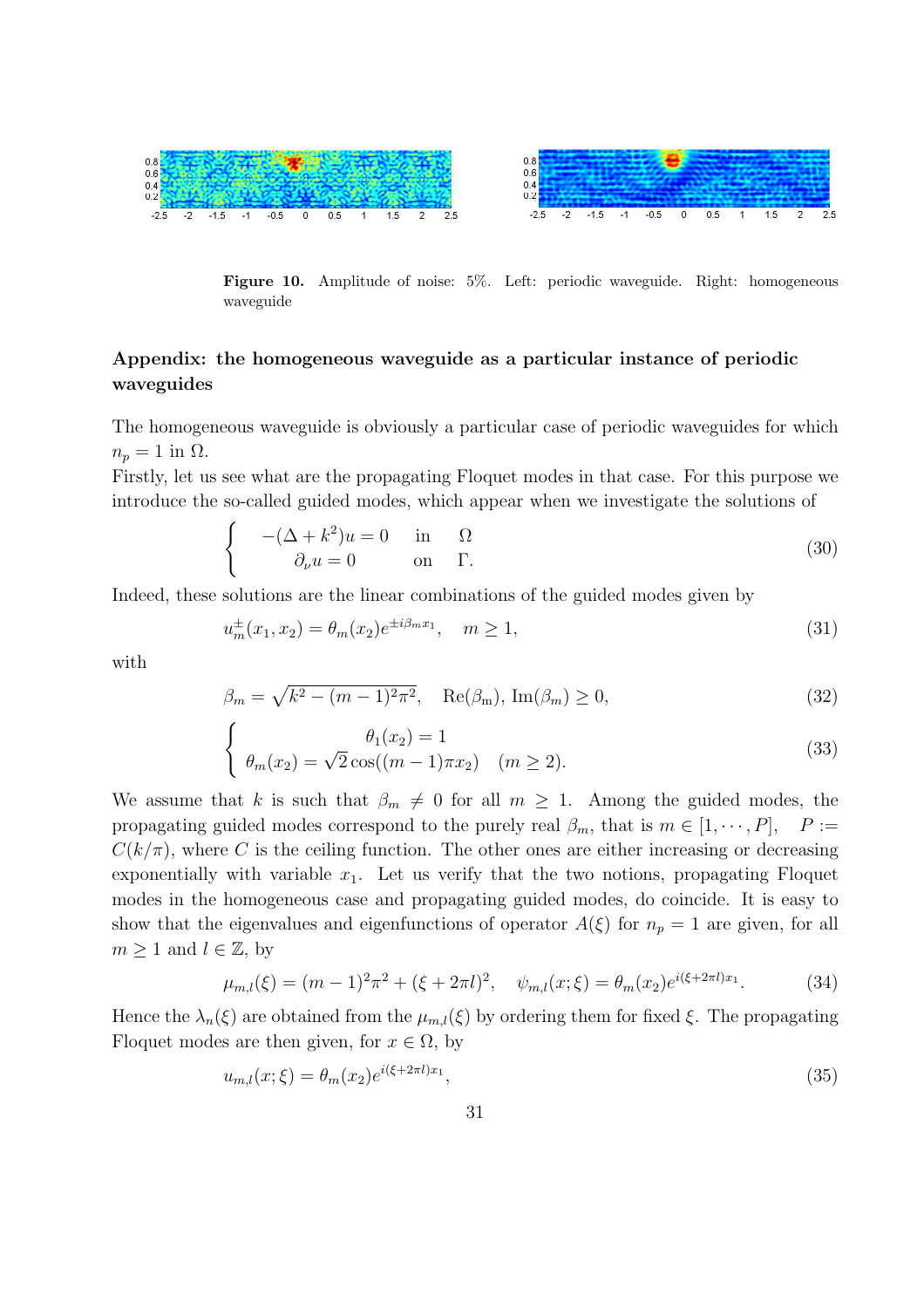**Figure 10.** Amplitude of noise: 5%. Left: periodic waveguide. Right: homogeneous waveguide

## Appendix: the homogeneous waveguide as a particular instance of periodic waveguides

The homogeneous waveguide is obviously a particular case of periodic waveguides for which $n_p = 1$ in $\Omega$.

Firstly, let us see what are the propagating Floquet modes in that case. For this purpose we introduce the so-called guided modes, which appear when we investigate the solutions of

$$\left\{ \begin{array}{lll} -(\Delta + k^2)u = 0 & \text{in} & \Omega \\ \partial_\nu u = 0 & \text{on} & \Gamma. \end{array} \right. \tag{30}$$

Indeed, these solutions are the linear combinations of the guided modes given by

$$u_m^\pm(x_1, x_2) = \theta_m(x_2)e^{\pm i\beta_m x_1}, \quad m \geq 1, \tag{31}$$

with

$$\beta_m = \sqrt{k^2 - (m-1)^2\pi^2}, \quad \text{Re}(\beta_m),\, \text{Im}(\beta_m) \geq 0, \tag{32}$$

$$\left\{ \begin{array}{c} \theta_1(x_2) = 1 \\ \theta_m(x_2) = \sqrt{2}\cos((m-1)\pi x_2) \quad (m \geq 2). \end{array} \right. \tag{33}$$

We assume that $k$ is such that $\beta_m \neq 0$ for all $m \geq 1$. Among the guided modes, the propagating guided modes correspond to the purely real $\beta_m$, that is $m \in [1, \cdots, P]$, $\quad P := C(k/\pi)$, where $C$ is the ceiling function. The other ones are either increasing or decreasing exponentially with variable $x_1$. Let us verify that the two notions, propagating Floquet modes in the homogeneous case and propagating guided modes, do coincide. It is easy to show that the eigenvalues and eigenfunctions of operator $A(\xi)$ for $n_p = 1$ are given, for all $m \geq 1$ and $l \in \mathbb{Z}$, by

$$\mu_{m,l}(\xi) = (m-1)^2\pi^2 + (\xi + 2\pi l)^2, \quad \psi_{m,l}(x;\xi) = \theta_m(x_2)e^{i(\xi+2\pi l)x_1}. \tag{34}$$

Hence the $\lambda_n(\xi)$ are obtained from the $\mu_{m,l}(\xi)$ by ordering them for fixed $\xi$. The propagating Floquet modes are then given, for $x \in \Omega$, by

$$u_{m,l}(x;\xi) = \theta_m(x_2)e^{i(\xi+2\pi l)x_1}, \tag{35}$$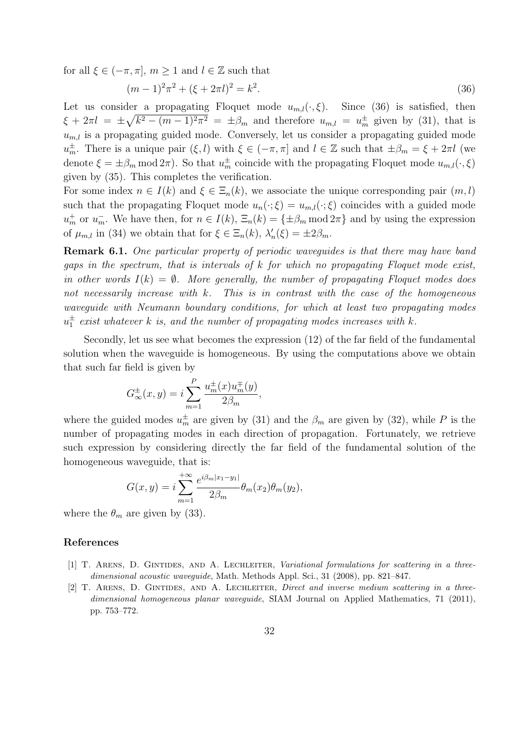for all $\xi \in (-\pi, \pi]$, $m \geq 1$ and $l \in \mathbb{Z}$ such that

$$(m-1)^2\pi^2 + (\xi + 2\pi l)^2 = k^2. \tag{36}$$

Let us consider a propagating Floquet mode $u_{m,l}(\cdot, \xi)$. Since (36) is satisfied, then $\xi + 2\pi l = \pm\sqrt{k^2 - (m-1)^2\pi^2} = \pm\beta_m$ and therefore $u_{m,l} = u_m^\pm$ given by (31), that is $u_{m,l}$ is a propagating guided mode. Conversely, let us consider a propagating guided mode $u_m^\pm$. There is a unique pair $(\xi, l)$ with $\xi \in (-\pi, \pi]$ and $l \in \mathbb{Z}$ such that $\pm\beta_m = \xi + 2\pi l$ (we denote $\xi = \pm\beta_m \bmod 2\pi$). So that $u_m^\pm$ coincide with the propagating Floquet mode $u_{m,l}(\cdot, \xi)$ given by (35). This completes the verification.

For some index $n \in I(k)$ and $\xi \in \Xi_n(k)$, we associate the unique corresponding pair $(m, l)$ such that the propagating Floquet mode $u_n(\cdot; \xi) = u_{m,l}(\cdot; \xi)$ coincides with a guided mode $u_m^+$ or $u_m^-$. We have then, for $n \in I(k)$, $\Xi_n(k) = \{\pm\beta_m \bmod 2\pi\}$ and by using the expression of $\mu_{m,l}$ in (34) we obtain that for $\xi \in \Xi_n(k)$, $\lambda_n'(\xi) = \pm 2\beta_m$.

**Remark 6.1.** *One particular property of periodic waveguides is that there may have band gaps in the spectrum, that is intervals of $k$ for which no propagating Floquet mode exist, in other words $I(k) = \emptyset$. More generally, the number of propagating Floquet modes does not necessarily increase with $k$. This is in contrast with the case of the homogeneous waveguide with Neumann boundary conditions, for which at least two propagating modes $u_1^\pm$ exist whatever $k$ is, and the number of propagating modes increases with $k$.*

Secondly, let us see what becomes the expression (12) of the far field of the fundamental solution when the waveguide is homogeneous. By using the computations above we obtain that such far field is given by

$$G_\infty^\pm(x, y) = i \sum_{m=1}^{P} \frac{u_m^\pm(x) u_m^\mp(y)}{2\beta_m},$$

where the guided modes $u_m^\pm$ are given by (31) and the $\beta_m$ are given by (32), while $P$ is the number of propagating modes in each direction of propagation. Fortunately, we retrieve such expression by considering directly the far field of the fundamental solution of the homogeneous waveguide, that is:

$$G(x, y) = i \sum_{m=1}^{+\infty} \frac{e^{i\beta_m|x_1 - y_1|}}{2\beta_m} \theta_m(x_2)\theta_m(y_2),$$

where the $\theta_m$ are given by (33).

## References

[1] T. Arens, D. Gintides, and A. Lechleiter, *Variational formulations for scattering in a three-dimensional acoustic waveguide*, Math. Methods Appl. Sci., 31 (2008), pp. 821–847.

[2] T. Arens, D. Gintides, and A. Lechleiter, *Direct and inverse medium scattering in a three-dimensional homogeneous planar waveguide*, SIAM Journal on Applied Mathematics, 71 (2011), pp. 753–772.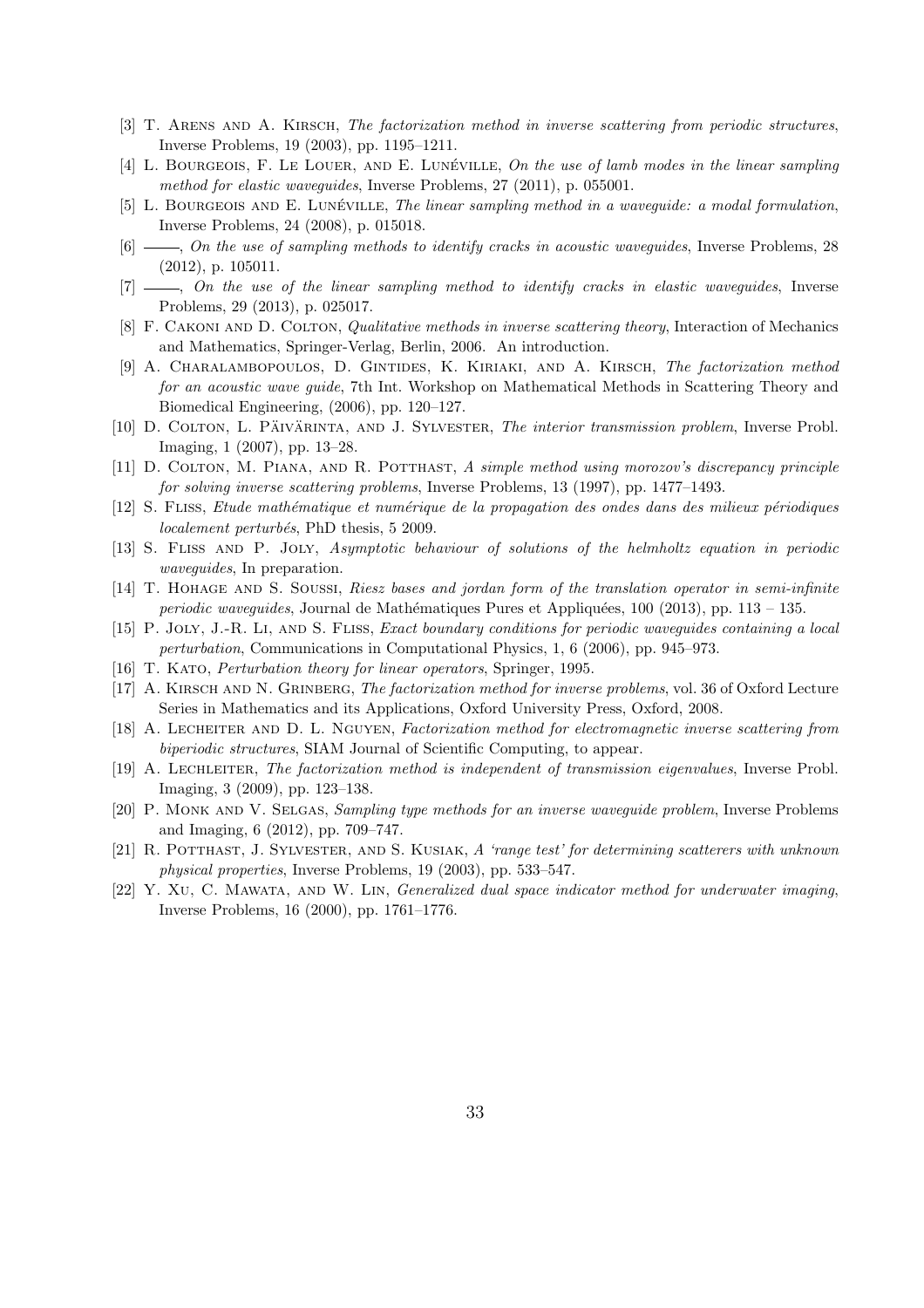[3] T. Arens and A. Kirsch, *The factorization method in inverse scattering from periodic structures*, Inverse Problems, 19 (2003), pp. 1195–1211.

[4] L. Bourgeois, F. Le Louer, and E. Lunéville, *On the use of lamb modes in the linear sampling method for elastic waveguides*, Inverse Problems, 27 (2011), p. 055001.

[5] L. Bourgeois and E. Lunéville, *The linear sampling method in a waveguide: a modal formulation*, Inverse Problems, 24 (2008), p. 015018.

[6] ——, *On the use of sampling methods to identify cracks in acoustic waveguides*, Inverse Problems, 28 (2012), p. 105011.

[7] ——, *On the use of the linear sampling method to identify cracks in elastic waveguides*, Inverse Problems, 29 (2013), p. 025017.

[8] F. Cakoni and D. Colton, *Qualitative methods in inverse scattering theory*, Interaction of Mechanics and Mathematics, Springer-Verlag, Berlin, 2006. An introduction.

[9] A. Charalambopoulos, D. Gintides, K. Kiriaki, and A. Kirsch, *The factorization method for an acoustic wave guide*, 7th Int. Workshop on Mathematical Methods in Scattering Theory and Biomedical Engineering, (2006), pp. 120–127.

[10] D. Colton, L. Päivärinta, and J. Sylvester, *The interior transmission problem*, Inverse Probl. Imaging, 1 (2007), pp. 13–28.

[11] D. Colton, M. Piana, and R. Potthast, *A simple method using morozov's discrepancy principle for solving inverse scattering problems*, Inverse Problems, 13 (1997), pp. 1477–1493.

[12] S. Fliss, *Etude mathématique et numérique de la propagation des ondes dans des milieux périodiques localement perturbés*, PhD thesis, 5 2009.

[13] S. Fliss and P. Joly, *Asymptotic behaviour of solutions of the helmholtz equation in periodic waveguides*, In preparation.

[14] T. Hohage and S. Soussi, *Riesz bases and jordan form of the translation operator in semi-infinite periodic waveguides*, Journal de Mathématiques Pures et Appliquées, 100 (2013), pp. 113 – 135.

[15] P. Joly, J.-R. Li, and S. Fliss, *Exact boundary conditions for periodic waveguides containing a local perturbation*, Communications in Computational Physics, 1, 6 (2006), pp. 945–973.

[16] T. Kato, *Perturbation theory for linear operators*, Springer, 1995.

[17] A. Kirsch and N. Grinberg, *The factorization method for inverse problems*, vol. 36 of Oxford Lecture Series in Mathematics and its Applications, Oxford University Press, Oxford, 2008.

[18] A. Lecheiter and D. L. Nguyen, *Factorization method for electromagnetic inverse scattering from biperiodic structures*, SIAM Journal of Scientific Computing, to appear.

[19] A. Lechleiter, *The factorization method is independent of transmission eigenvalues*, Inverse Probl. Imaging, 3 (2009), pp. 123–138.

[20] P. Monk and V. Selgas, *Sampling type methods for an inverse waveguide problem*, Inverse Problems and Imaging, 6 (2012), pp. 709–747.

[21] R. Potthast, J. Sylvester, and S. Kusiak, *A 'range test' for determining scatterers with unknown physical properties*, Inverse Problems, 19 (2003), pp. 533–547.

[22] Y. Xu, C. Mawata, and W. Lin, *Generalized dual space indicator method for underwater imaging*, Inverse Problems, 16 (2000), pp. 1761–1776.